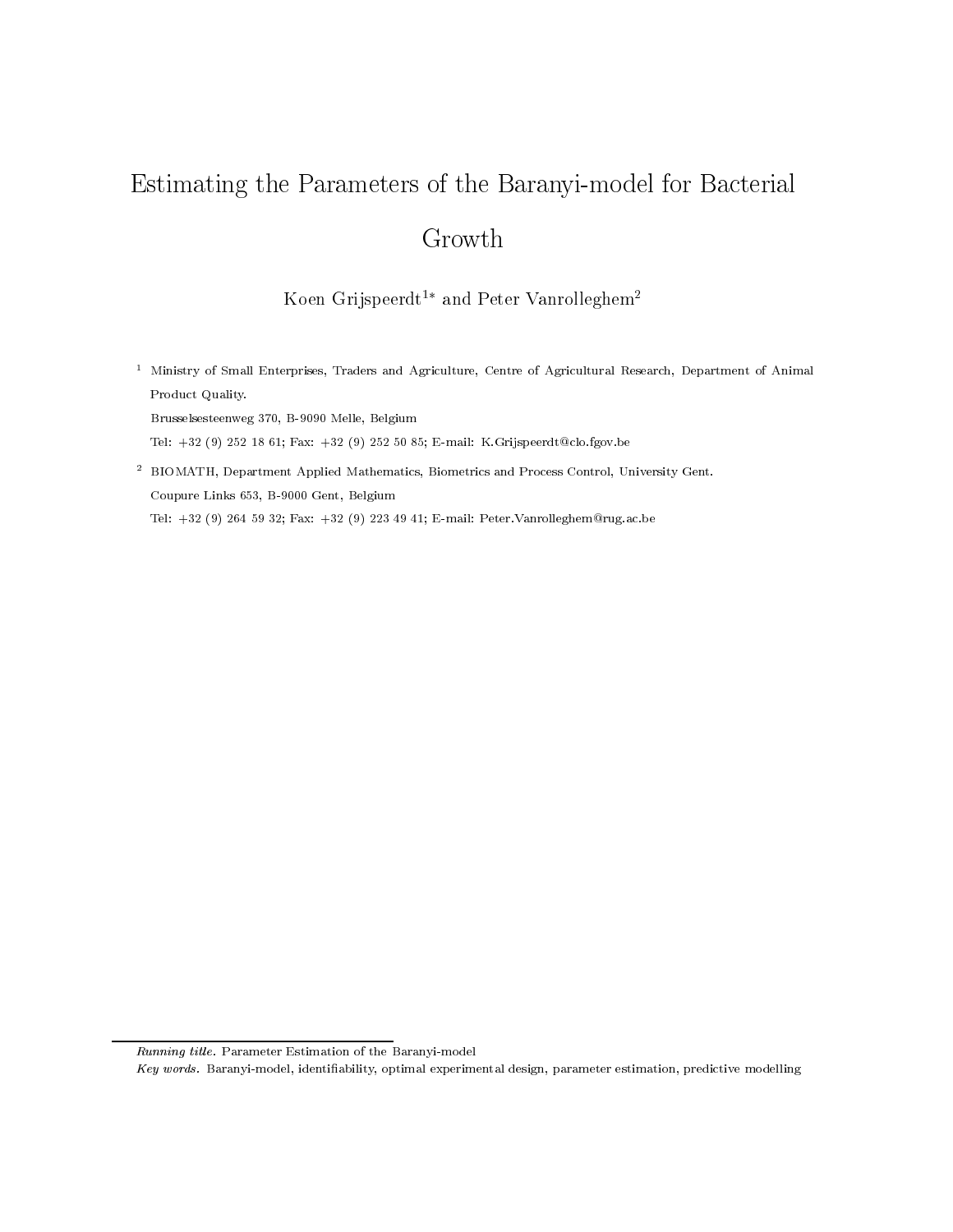# Estimating the Parameters of the Baranyi-model for Bacterial Growth

Koen Grijspeerdt[1*] and Peter Vanrolleghem[2]

[1] Ministry of Small Enterprises, Traders and Agriculture, Centre of Agricultural Research, Department of Animal Product Quality.
Brusselsesteenweg 370, B-9090 Melle, Belgium
Tel: +32 (9) 252 18 61; Fax: +32 (9) 252 50 85; E-mail: K.Grijspeerdt@clo.fgov.be

[2] BIOMATH, Department Applied Mathematics, Biometrics and Process Control, University Gent.
Coupure Links 653, B-9000 Gent, Belgium
Tel: +32 (9) 264 59 32; Fax: +32 (9) 223 49 41; E-mail: Peter.Vanrolleghem@rug.ac.be

---

*Running title.* Parameter Estimation of the Baranyi-model

*Key words.* Baranyi-model, identifiability, optimal experimental design, parameter estimation, predictive modelling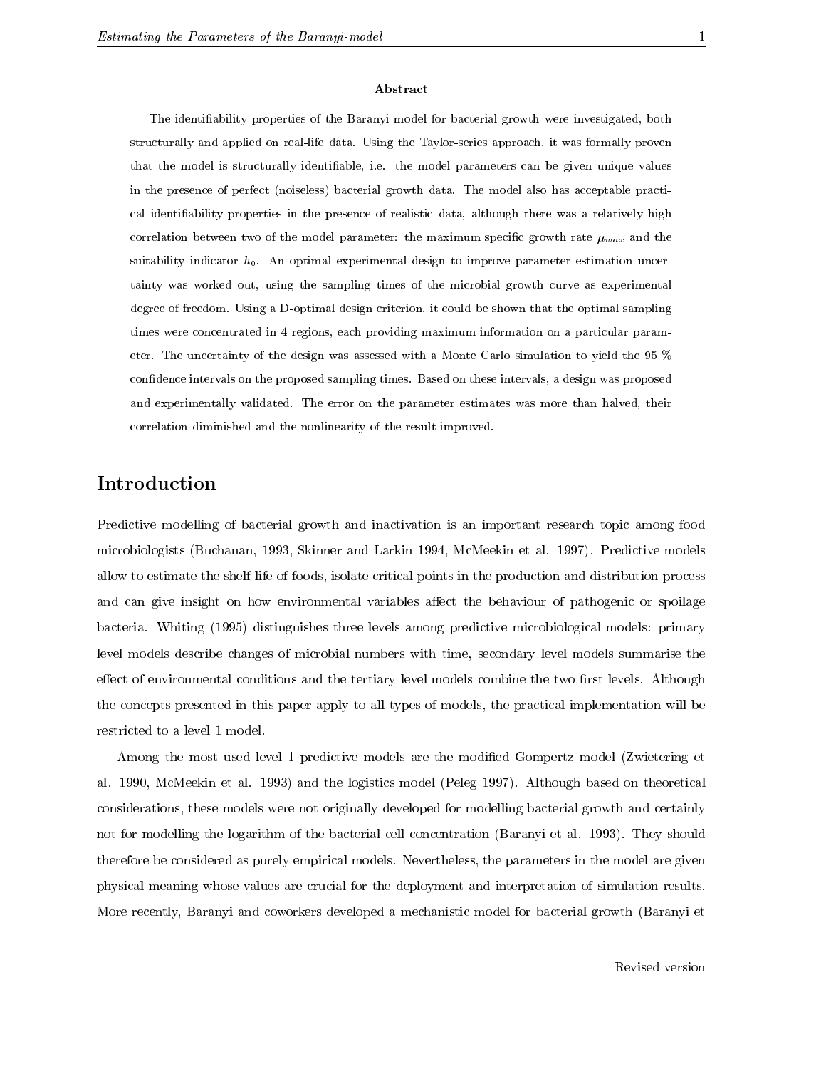**Abstract**

The identifiability properties of the Baranyi-model for bacterial growth were investigated, both structurally and applied on real-life data. Using the Taylor-series approach, it was formally proven that the model is structurally identifiable, i.e. the model parameters can be given unique values in the presence of perfect (noiseless) bacterial growth data. The model also has acceptable practical identifiability properties in the presence of realistic data, although there was a relatively high correlation between two of the model parameter: the maximum specific growth rate $\mu_{max}$ and the suitability indicator $h_0$. An optimal experimental design to improve parameter estimation uncertainty was worked out, using the sampling times of the microbial growth curve as experimental degree of freedom. Using a D-optimal design criterion, it could be shown that the optimal sampling times were concentrated in 4 regions, each providing maximum information on a particular parameter. The uncertainty of the design was assessed with a Monte Carlo simulation to yield the 95 % confidence intervals on the proposed sampling times. Based on these intervals, a design was proposed and experimentally validated. The error on the parameter estimates was more than halved, their correlation diminished and the nonlinearity of the result improved.

# Introduction

Predictive modelling of bacterial growth and inactivation is an important research topic among food microbiologists (Buchanan, 1993, Skinner and Larkin 1994, McMeekin et al. 1997). Predictive models allow to estimate the shelf-life of foods, isolate critical points in the production and distribution process and can give insight on how environmental variables affect the behaviour of pathogenic or spoilage bacteria. Whiting (1995) distinguishes three levels among predictive microbiological models: primary level models describe changes of microbial numbers with time, secondary level models summarise the effect of environmental conditions and the tertiary level models combine the two first levels. Although the concepts presented in this paper apply to all types of models, the practical implementation will be restricted to a level 1 model.

Among the most used level 1 predictive models are the modified Gompertz model (Zwietering et al. 1990, McMeekin et al. 1993) and the logistics model (Peleg 1997). Although based on theoretical considerations, these models were not originally developed for modelling bacterial growth and certainly not for modelling the logarithm of the bacterial cell concentration (Baranyi et al. 1993). They should therefore be considered as purely empirical models. Nevertheless, the parameters in the model are given physical meaning whose values are crucial for the deployment and interpretation of simulation results. More recently, Baranyi and coworkers developed a mechanistic model for bacterial growth (Baranyi et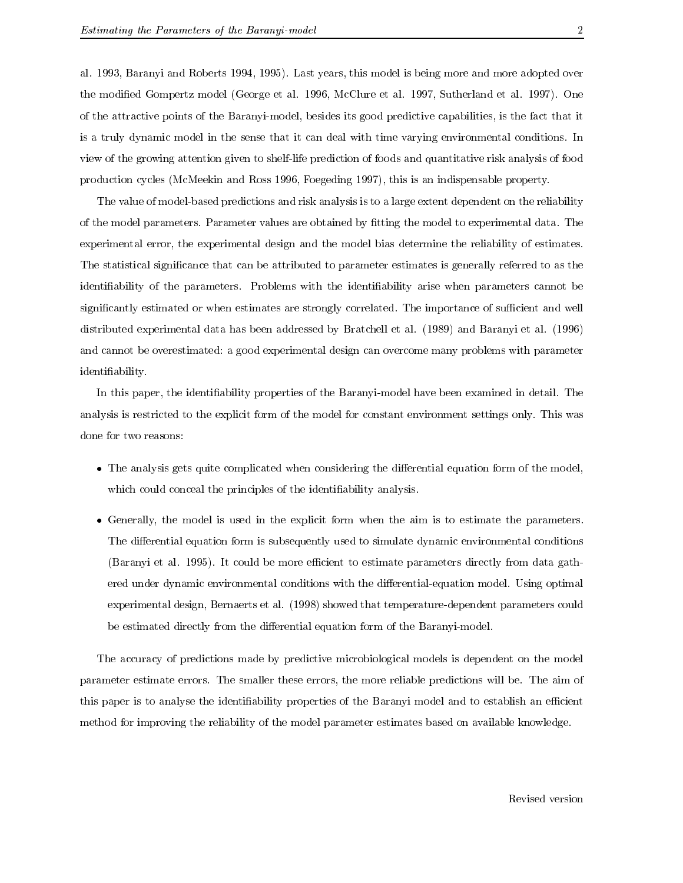al. 1993, Baranyi and Roberts 1994, 1995). Last years, this model is being more and more adopted over the modified Gompertz model (George et al. 1996, McClure et al. 1997, Sutherland et al. 1997). One of the attractive points of the Baranyi-model, besides its good predictive capabilities, is the fact that it is a truly dynamic model in the sense that it can deal with time varying environmental conditions. In view of the growing attention given to shelf-life prediction of foods and quantitative risk analysis of food production cycles (McMeekin and Ross 1996, Foegeding 1997), this is an indispensable property.

The value of model-based predictions and risk analysis is to a large extent dependent on the reliability of the model parameters. Parameter values are obtained by fitting the model to experimental data. The experimental error, the experimental design and the model bias determine the reliability of estimates. The statistical significance that can be attributed to parameter estimates is generally referred to as the identifiability of the parameters. Problems with the identifiability arise when parameters cannot be significantly estimated or when estimates are strongly correlated. The importance of sufficient and well distributed experimental data has been addressed by Bratchell et al. (1989) and Baranyi et al. (1996) and cannot be overestimated: a good experimental design can overcome many problems with parameter identifiability.

In this paper, the identifiability properties of the Baranyi-model have been examined in detail. The analysis is restricted to the explicit form of the model for constant environment settings only. This was done for two reasons:

- The analysis gets quite complicated when considering the differential equation form of the model, which could conceal the principles of the identifiability analysis.
- Generally, the model is used in the explicit form when the aim is to estimate the parameters. The differential equation form is subsequently used to simulate dynamic environmental conditions (Baranyi et al. 1995). It could be more efficient to estimate parameters directly from data gathered under dynamic environmental conditions with the differential-equation model. Using optimal experimental design, Bernaerts et al. (1998) showed that temperature-dependent parameters could be estimated directly from the differential equation form of the Baranyi-model.

The accuracy of predictions made by predictive microbiological models is dependent on the model parameter estimate errors. The smaller these errors, the more reliable predictions will be. The aim of this paper is to analyse the identifiability properties of the Baranyi model and to establish an efficient method for improving the reliability of the model parameter estimates based on available knowledge.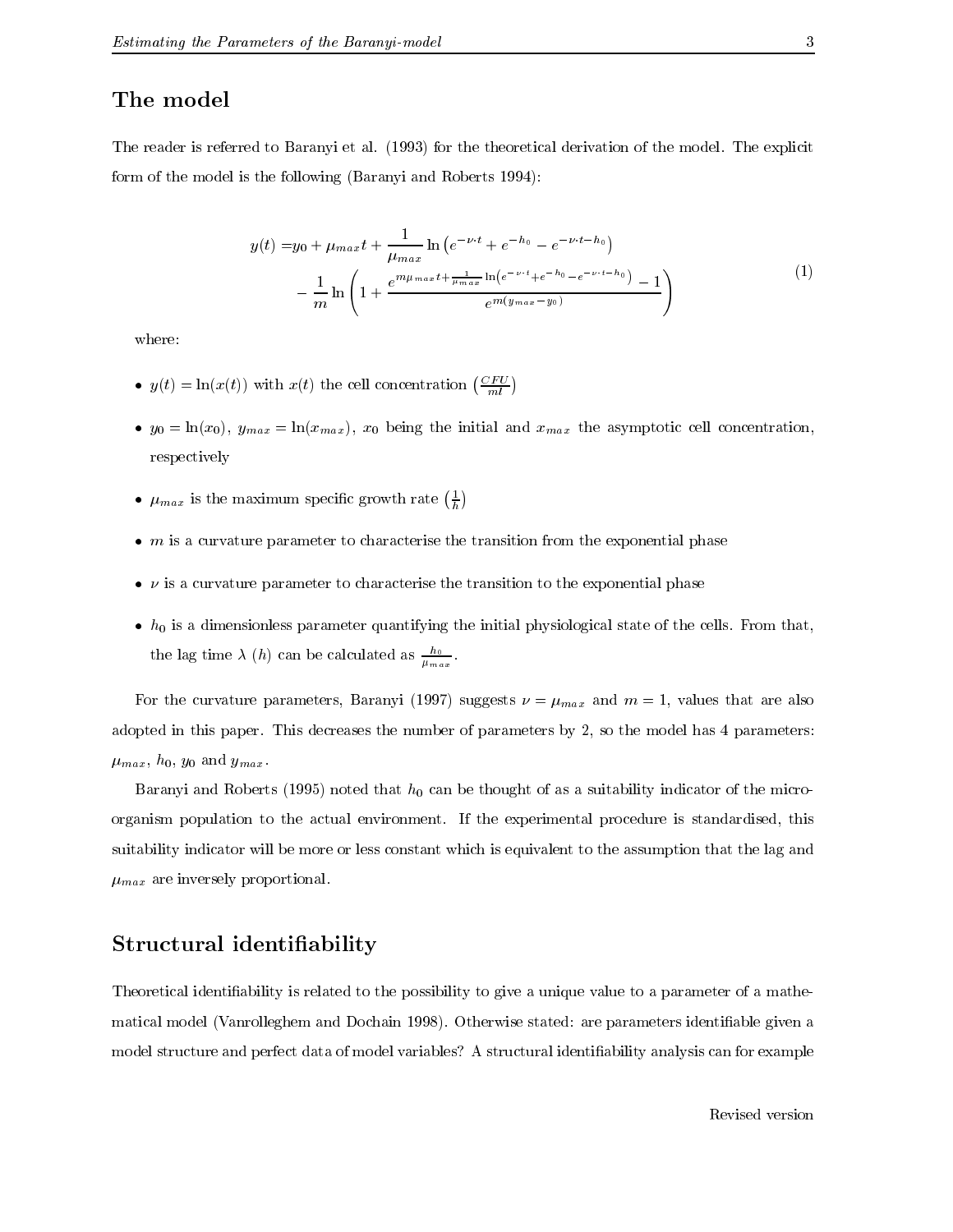## The model

The reader is referred to Baranyi et al. (1993) for the theoretical derivation of the model. The explicit form of the model is the following (Baranyi and Roberts 1994):

$$
\begin{aligned}
y(t) =& y_0 + \mu_{max} t + \frac{1}{\mu_{max}} \ln\left(e^{-\nu \cdot t} + e^{-h_0} - e^{-\nu \cdot t - h_0}\right) \\
& - \frac{1}{m} \ln\left(1 + \frac{e^{m \mu_{max} t + \frac{1}{\mu_{max}} \ln\left(e^{-\nu \cdot t} + e^{-h_0} - e^{-\nu \cdot t - h_0}\right)} - 1}{e^{m(y_{max} - y_0)}}\right)
\end{aligned}
\tag{1}
$$

where:

- $y(t) = \ln(x(t))$ with $x(t)$ the cell concentration $\left(\frac{CFU}{ml}\right)$
- $y_0 = \ln(x_0)$, $y_{max} = \ln(x_{max})$, $x_0$ being the initial and $x_{max}$ the asymptotic cell concentration, respectively
- $\mu_{max}$ is the maximum specific growth rate $\left(\frac{1}{h}\right)$
- $m$ is a curvature parameter to characterise the transition from the exponential phase
- $\nu$ is a curvature parameter to characterise the transition to the exponential phase
- $h_0$ is a dimensionless parameter quantifying the initial physiological state of the cells. From that, the lag time $\lambda$ $(h)$ can be calculated as $\frac{h_0}{\mu_{max}}$.

For the curvature parameters, Baranyi (1997) suggests $\nu = \mu_{max}$ and $m = 1$, values that are also adopted in this paper. This decreases the number of parameters by 2, so the model has 4 parameters: $\mu_{max}$, $h_0$, $y_0$ and $y_{max}$.

Baranyi and Roberts (1995) noted that $h_0$ can be thought of as a suitability indicator of the micro-organism population to the actual environment. If the experimental procedure is standardised, this suitability indicator will be more or less constant which is equivalent to the assumption that the lag and $\mu_{max}$ are inversely proportional.

## Structural identifiability

Theoretical identifiability is related to the possibility to give a unique value to a parameter of a mathematical model (Vanrolleghem and Dochain 1998). Otherwise stated: are parameters identifiable given a model structure and perfect data of model variables? A structural identifiability analysis can for example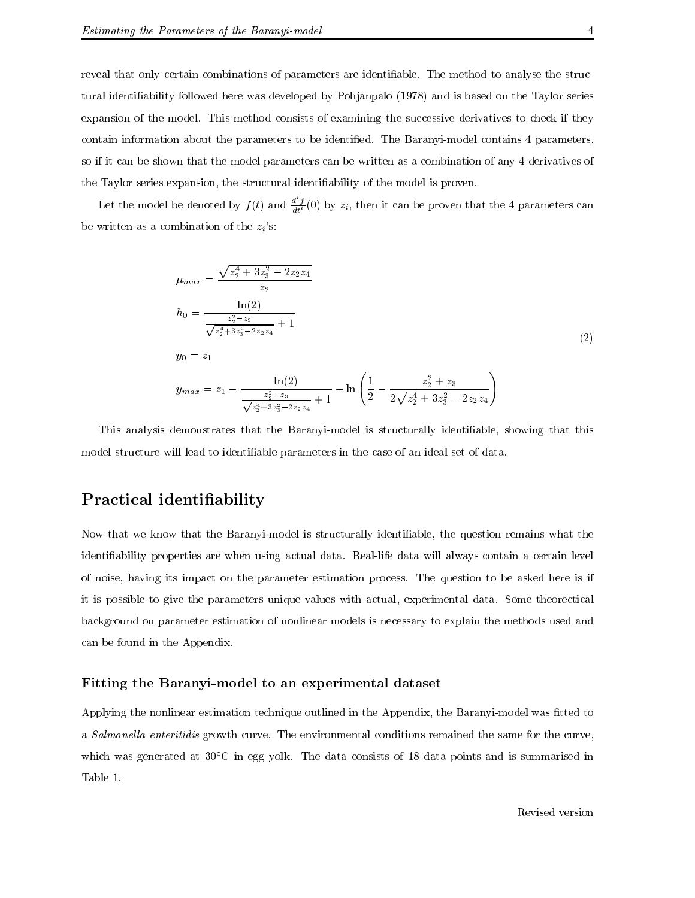reveal that only certain combinations of parameters are identifiable. The method to analyse the structural identifiability followed here was developed by Pohjanpalo (1978) and is based on the Taylor series expansion of the model. This method consists of examining the successive derivatives to check if they contain information about the parameters to be identified. The Baranyi-model contains 4 parameters, so if it can be shown that the model parameters can be written as a combination of any 4 derivatives of the Taylor series expansion, the structural identifiability of the model is proven.

Let the model be denoted by $f(t)$ and $\frac{d^i f}{dt^i}(0)$ by $z_i$, then it can be proven that the 4 parameters can be written as a combination of the $z_i$'s:

$$
\begin{aligned}
\mu_{max} &= \frac{\sqrt{z_2^4 + 3z_3^2 - 2z_2 z_4}}{z_2} \\
h_0 &= \frac{\ln(2)}{\frac{z_2^2 - z_3}{\sqrt{z_2^4 + 3z_3^2 - 2z_2 z_4}} + 1} \\
y_0 &= z_1 \\
y_{max} &= z_1 - \frac{\ln(2)}{\frac{z_2^2 - z_3}{\sqrt{z_2^4 + 3z_3^2 - 2z_2 z_4}} + 1} - \ln\left(\frac{1}{2} - \frac{z_2^2 + z_3}{2\sqrt{z_2^4 + 3z_3^2 - 2z_2 z_4}}\right)
\end{aligned}
\tag{2}
$$

This analysis demonstrates that the Baranyi-model is structurally identifiable, showing that this model structure will lead to identifiable parameters in the case of an ideal set of data.

## Practical identifiability

Now that we know that the Baranyi-model is structurally identifiable, the question remains what the identifiability properties are when using actual data. Real-life data will always contain a certain level of noise, having its impact on the parameter estimation process. The question to be asked here is if it is possible to give the parameters unique values with actual, experimental data. Some theorectical background on parameter estimation of nonlinear models is necessary to explain the methods used and can be found in the Appendix.

### Fitting the Baranyi-model to an experimental dataset

Applying the nonlinear estimation technique outlined in the Appendix, the Baranyi-model was fitted to a *Salmonella enteritidis* growth curve. The environmental conditions remained the same for the curve, which was generated at 30°C in egg yolk. The data consists of 18 data points and is summarised in Table 1.

Revised version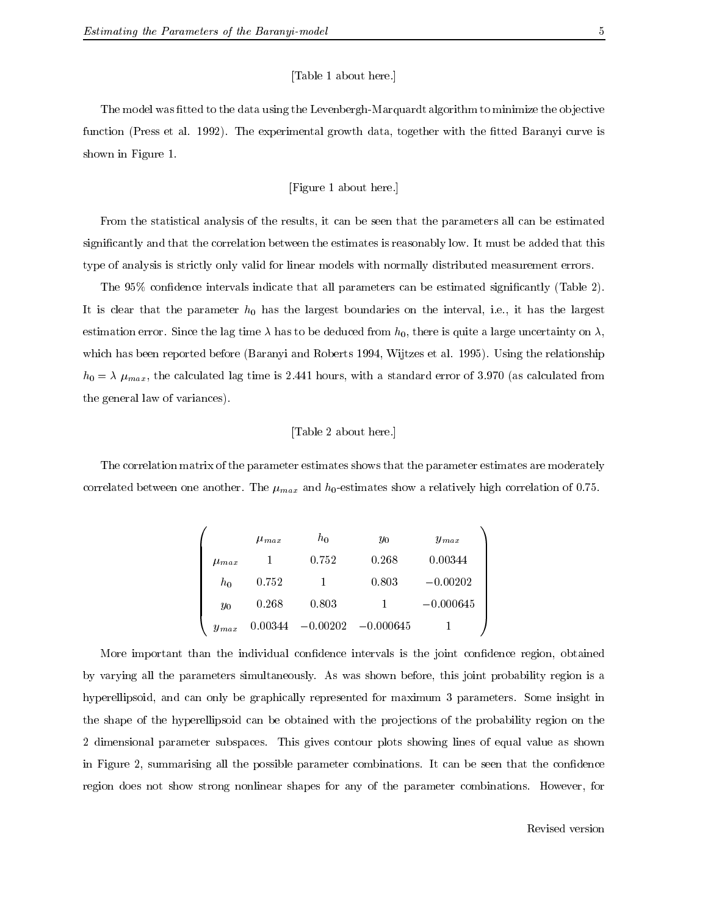[Table 1 about here.]

The model was fitted to the data using the Levenbergh-Marquardt algorithm to minimize the objective function (Press et al. 1992). The experimental growth data, together with the fitted Baranyi curve is shown in Figure 1.

[Figure 1 about here.]

From the statistical analysis of the results, it can be seen that the parameters all can be estimated significantly and that the correlation between the estimates is reasonably low. It must be added that this type of analysis is strictly only valid for linear models with normally distributed measurement errors.

The 95% confidence intervals indicate that all parameters can be estimated significantly (Table 2). It is clear that the parameter $h_0$ has the largest boundaries on the interval, i.e., it has the largest estimation error. Since the lag time $\lambda$ has to be deduced from $h_0$, there is quite a large uncertainty on $\lambda$, which has been reported before (Baranyi and Roberts 1994, Wijtzes et al. 1995). Using the relationship $h_0 = \lambda\ \mu_{max}$, the calculated lag time is 2.441 hours, with a standard error of 3.970 (as calculated from the general law of variances).

[Table 2 about here.]

The correlation matrix of the parameter estimates shows that the parameter estimates are moderately correlated between one another. The $\mu_{max}$ and $h_0$-estimates show a relatively high correlation of 0.75.

$$
\begin{pmatrix}
 & \mu_{max} & h_0 & y_0 & y_{max} \\
\mu_{max} & 1 & 0.752 & 0.268 & 0.00344 \\
h_0 & 0.752 & 1 & 0.803 & -0.00202 \\
y_0 & 0.268 & 0.803 & 1 & -0.000645 \\
y_{max} & 0.00344 & -0.00202 & -0.000645 & 1
\end{pmatrix}
$$

More important than the individual confidence intervals is the joint confidence region, obtained by varying all the parameters simultaneously. As was shown before, this joint probability region is a hyperellipsoid, and can only be graphically represented for maximum 3 parameters. Some insight in the shape of the hyperellipsoid can be obtained with the projections of the probability region on the 2 dimensional parameter subspaces. This gives contour plots showing lines of equal value as shown in Figure 2, summarising all the possible parameter combinations. It can be seen that the confidence region does not show strong nonlinear shapes for any of the parameter combinations. However, for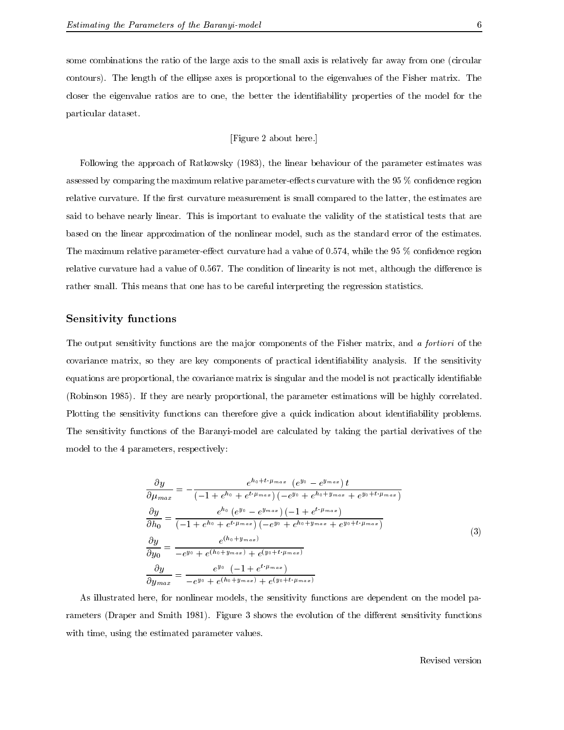some combinations the ratio of the large axis to the small axis is relatively far away from one (circular contours). The length of the ellipse axes is proportional to the eigenvalues of the Fisher matrix. The closer the eigenvalue ratios are to one, the better the identifiability properties of the model for the particular dataset.

[Figure 2 about here.]

Following the approach of Ratkowsky (1983), the linear behaviour of the parameter estimates was assessed by comparing the maximum relative parameter-effects curvature with the 95 % confidence region relative curvature. If the first curvature measurement is small compared to the latter, the estimates are said to behave nearly linear. This is important to evaluate the validity of the statistical tests that are based on the linear approximation of the nonlinear model, such as the standard error of the estimates. The maximum relative parameter-effect curvature had a value of 0.574, while the 95 % confidence region relative curvature had a value of 0.567. The condition of linearity is not met, although the difference is rather small. This means that one has to be careful interpreting the regression statistics.

## Sensitivity functions

The output sensitivity functions are the major components of the Fisher matrix, and *a fortiori* of the covariance matrix, so they are key components of practical identifiability analysis. If the sensitivity equations are proportional, the covariance matrix is singular and the model is not practically identifiable (Robinson 1985). If they are nearly proportional, the parameter estimations will be highly correlated. Plotting the sensitivity functions can therefore give a quick indication about identifiability problems. The sensitivity functions of the Baranyi-model are calculated by taking the partial derivatives of the model to the 4 parameters, respectively:

$$
\begin{aligned}
\frac{\partial y}{\partial \mu_{max}} &= -\frac{e^{h_0+t\cdot\mu_{max}}\,\left(e^{y_0}-e^{y_{max}}\right)t}{\left(-1+e^{h_0}+e^{t\cdot\mu_{max}}\right)\left(-e^{y_0}+e^{h_0+y_{max}}+e^{y_0+t\cdot\mu_{max}}\right)} \\
\frac{\partial y}{\partial h_0} &= \frac{e^{h_0}\left(e^{y_0}-e^{y_{max}}\right)\left(-1+e^{t\cdot\mu_{max}}\right)}{\left(-1+e^{h_0}+e^{t\cdot\mu_{max}}\right)\left(-e^{y_0}+e^{h_0+y_{max}}+e^{y_0+t\cdot\mu_{max}}\right)} \\
\frac{\partial y}{\partial y_0} &= \frac{e^{(h_0+y_{max})}}{-e^{y_0}+e^{(h_0+y_{max})}+e^{(y_0+t\cdot\mu_{max})}} \\
\frac{\partial y}{\partial y_{max}} &= \frac{e^{y_0}\,\left(-1+e^{t\cdot\mu_{max}}\right)}{-e^{y_0}+e^{(h_0+y_{max})}+e^{(y_0+t\cdot\mu_{max})}}
\end{aligned}
\tag{3}
$$

As illustrated here, for nonlinear models, the sensitivity functions are dependent on the model parameters (Draper and Smith 1981). Figure 3 shows the evolution of the different sensitivity functions with time, using the estimated parameter values.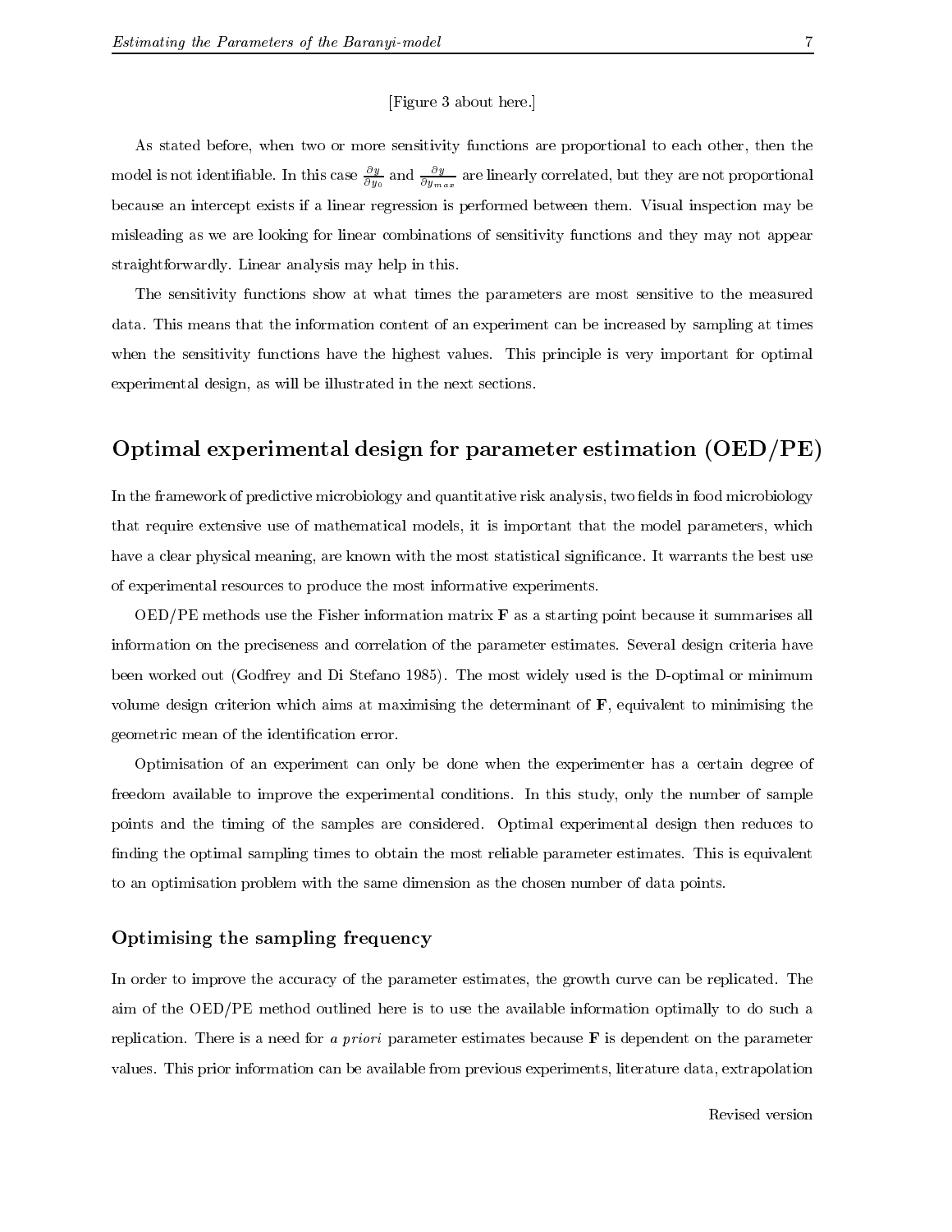[Figure 3 about here.]

As stated before, when two or more sensitivity functions are proportional to each other, then the model is not identifiable. In this case $\frac{\partial y}{\partial y_0}$ and $\frac{\partial y}{\partial y_{max}}$ are linearly correlated, but they are not proportional because an intercept exists if a linear regression is performed between them. Visual inspection may be misleading as we are looking for linear combinations of sensitivity functions and they may not appear straightforwardly. Linear analysis may help in this.

The sensitivity functions show at what times the parameters are most sensitive to the measured data. This means that the information content of an experiment can be increased by sampling at times when the sensitivity functions have the highest values. This principle is very important for optimal experimental design, as will be illustrated in the next sections.

## Optimal experimental design for parameter estimation (OED/PE)

In the framework of predictive microbiology and quantitative risk analysis, two fields in food microbiology that require extensive use of mathematical models, it is important that the model parameters, which have a clear physical meaning, are known with the most statistical significance. It warrants the best use of experimental resources to produce the most informative experiments.

OED/PE methods use the Fisher information matrix **F** as a starting point because it summarises all information on the preciseness and correlation of the parameter estimates. Several design criteria have been worked out (Godfrey and Di Stefano 1985). The most widely used is the D-optimal or minimum volume design criterion which aims at maximising the determinant of **F**, equivalent to minimising the geometric mean of the identification error.

Optimisation of an experiment can only be done when the experimenter has a certain degree of freedom available to improve the experimental conditions. In this study, only the number of sample points and the timing of the samples are considered. Optimal experimental design then reduces to finding the optimal sampling times to obtain the most reliable parameter estimates. This is equivalent to an optimisation problem with the same dimension as the chosen number of data points.

### Optimising the sampling frequency

In order to improve the accuracy of the parameter estimates, the growth curve can be replicated. The aim of the OED/PE method outlined here is to use the available information optimally to do such a replication. There is a need for *a priori* parameter estimates because **F** is dependent on the parameter values. This prior information can be available from previous experiments, literature data, extrapolation

Revised version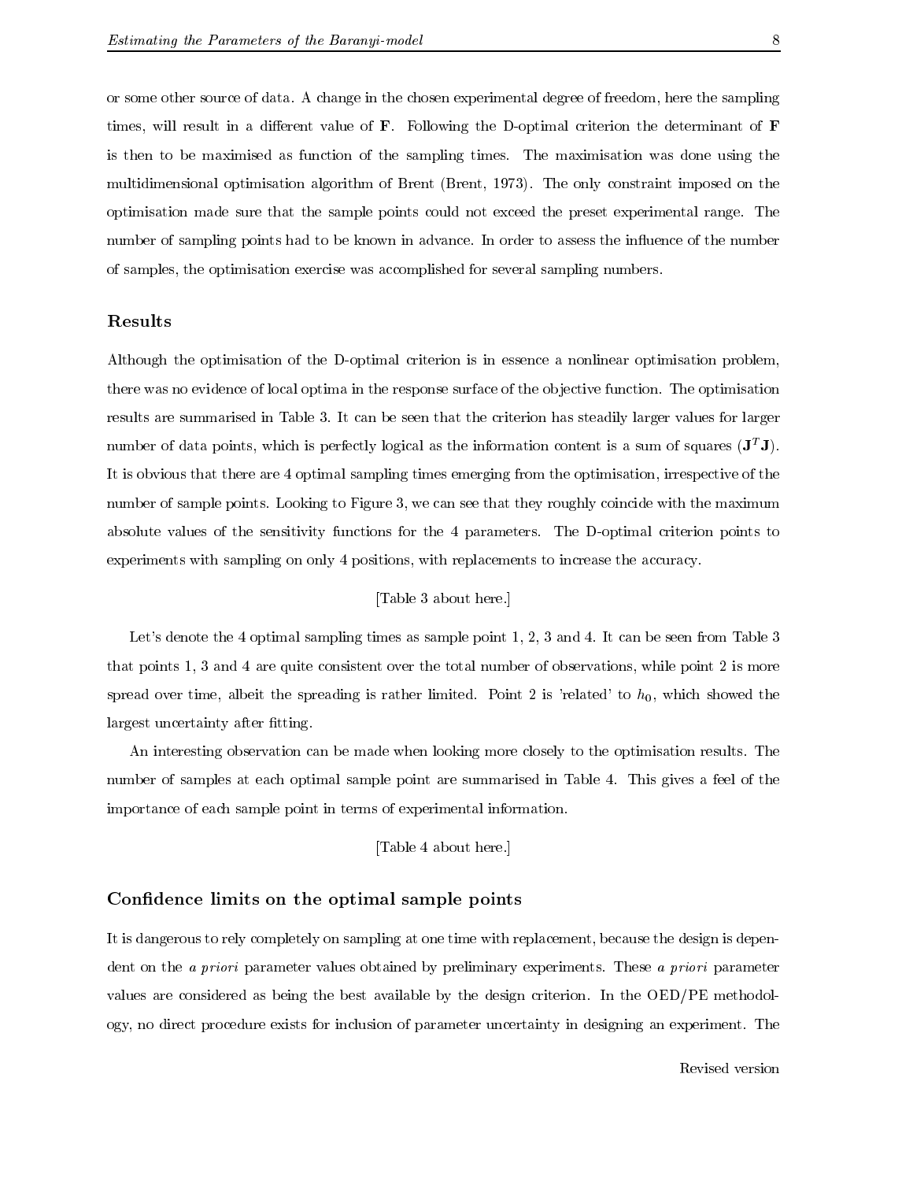or some other source of data. A change in the chosen experimental degree of freedom, here the sampling times, will result in a different value of $\mathbf{F}$. Following the D-optimal criterion the determinant of $\mathbf{F}$ is then to be maximised as function of the sampling times. The maximisation was done using the multidimensional optimisation algorithm of Brent (Brent, 1973). The only constraint imposed on the optimisation made sure that the sample points could not exceed the preset experimental range. The number of sampling points had to be known in advance. In order to assess the influence of the number of samples, the optimisation exercise was accomplished for several sampling numbers.

## Results

Although the optimisation of the D-optimal criterion is in essence a nonlinear optimisation problem, there was no evidence of local optima in the response surface of the objective function. The optimisation results are summarised in Table 3. It can be seen that the criterion has steadily larger values for larger number of data points, which is perfectly logical as the information content is a sum of squares ($\mathbf{J}^T\mathbf{J}$). It is obvious that there are 4 optimal sampling times emerging from the optimisation, irrespective of the number of sample points. Looking to Figure 3, we can see that they roughly coincide with the maximum absolute values of the sensitivity functions for the 4 parameters. The D-optimal criterion points to experiments with sampling on only 4 positions, with replacements to increase the accuracy.

[Table 3 about here.]

Let's denote the 4 optimal sampling times as sample point 1, 2, 3 and 4. It can be seen from Table 3 that points 1, 3 and 4 are quite consistent over the total number of observations, while point 2 is more spread over time, albeit the spreading is rather limited. Point 2 is 'related' to $h_0$, which showed the largest uncertainty after fitting.

An interesting observation can be made when looking more closely to the optimisation results. The number of samples at each optimal sample point are summarised in Table 4. This gives a feel of the importance of each sample point in terms of experimental information.

[Table 4 about here.]

## Confidence limits on the optimal sample points

It is dangerous to rely completely on sampling at one time with replacement, because the design is dependent on the *a priori* parameter values obtained by preliminary experiments. These *a priori* parameter values are considered as being the best available by the design criterion. In the OED/PE methodology, no direct procedure exists for inclusion of parameter uncertainty in designing an experiment. The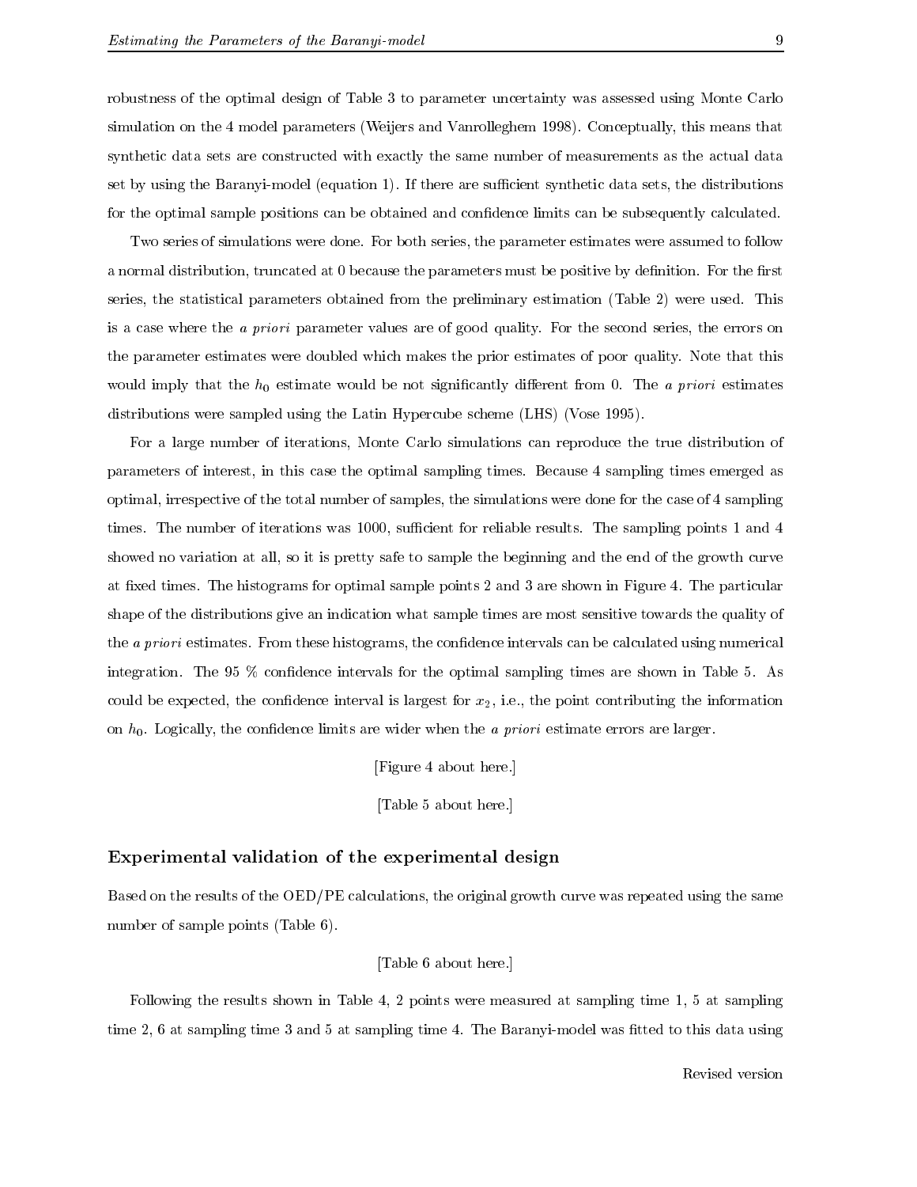robustness of the optimal design of Table 3 to parameter uncertainty was assessed using Monte Carlo simulation on the 4 model parameters (Weijers and Vanrolleghem 1998). Conceptually, this means that synthetic data sets are constructed with exactly the same number of measurements as the actual data set by using the Baranyi-model (equation 1). If there are sufficient synthetic data sets, the distributions for the optimal sample positions can be obtained and confidence limits can be subsequently calculated.

Two series of simulations were done. For both series, the parameter estimates were assumed to follow a normal distribution, truncated at 0 because the parameters must be positive by definition. For the first series, the statistical parameters obtained from the preliminary estimation (Table 2) were used. This is a case where the *a priori* parameter values are of good quality. For the second series, the errors on the parameter estimates were doubled which makes the prior estimates of poor quality. Note that this would imply that the $h_0$ estimate would be not significantly different from 0. The *a priori* estimates distributions were sampled using the Latin Hypercube scheme (LHS) (Vose 1995).

For a large number of iterations, Monte Carlo simulations can reproduce the true distribution of parameters of interest, in this case the optimal sampling times. Because 4 sampling times emerged as optimal, irrespective of the total number of samples, the simulations were done for the case of 4 sampling times. The number of iterations was 1000, sufficient for reliable results. The sampling points 1 and 4 showed no variation at all, so it is pretty safe to sample the beginning and the end of the growth curve at fixed times. The histograms for optimal sample points 2 and 3 are shown in Figure 4. The particular shape of the distributions give an indication what sample times are most sensitive towards the quality of the *a priori* estimates. From these histograms, the confidence intervals can be calculated using numerical integration. The 95 % confidence intervals for the optimal sampling times are shown in Table 5. As could be expected, the confidence interval is largest for $x_2$, i.e., the point contributing the information on $h_0$. Logically, the confidence limits are wider when the *a priori* estimate errors are larger.

[Figure 4 about here.]

[Table 5 about here.]

### Experimental validation of the experimental design

Based on the results of the OED/PE calculations, the original growth curve was repeated using the same number of sample points (Table 6).

[Table 6 about here.]

Following the results shown in Table 4, 2 points were measured at sampling time 1, 5 at sampling time 2, 6 at sampling time 3 and 5 at sampling time 4. The Baranyi-model was fitted to this data using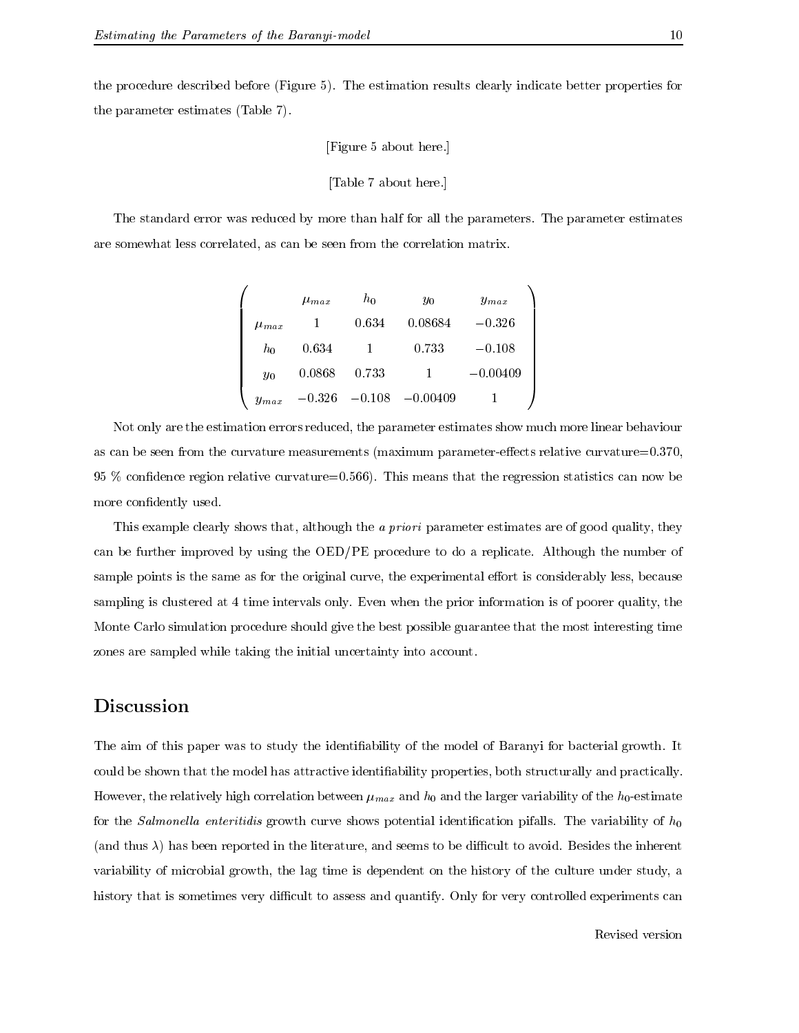the procedure described before (Figure 5). The estimation results clearly indicate better properties for the parameter estimates (Table 7).

[Figure 5 about here.]

[Table 7 about here.]

The standard error was reduced by more than half for all the parameters. The parameter estimates are somewhat less correlated, as can be seen from the correlation matrix.

$$\left(\begin{array}{ccccc} & \mu_{max} & h_0 & y_0 & y_{max} \\ \mu_{max} & 1 & 0.634 & 0.08684 & -0.326 \\ h_0 & 0.634 & 1 & 0.733 & -0.108 \\ y_0 & 0.0868 & 0.733 & 1 & -0.00409 \\ y_{max} & -0.326 & -0.108 & -0.00409 & 1 \end{array}\right)$$

Not only are the estimation errors reduced, the parameter estimates show much more linear behaviour as can be seen from the curvature measurements (maximum parameter-effects relative curvature=0.370, 95 % confidence region relative curvature=0.566). This means that the regression statistics can now be more confidently used.

This example clearly shows that, although the *a priori* parameter estimates are of good quality, they can be further improved by using the OED/PE procedure to do a replicate. Although the number of sample points is the same as for the original curve, the experimental effort is considerably less, because sampling is clustered at 4 time intervals only. Even when the prior information is of poorer quality, the Monte Carlo simulation procedure should give the best possible guarantee that the most interesting time zones are sampled while taking the initial uncertainty into account.

## Discussion

The aim of this paper was to study the identifiability of the model of Baranyi for bacterial growth. It could be shown that the model has attractive identifiability properties, both structurally and practically. However, the relatively high correlation between $\mu_{max}$ and $h_0$ and the larger variability of the $h_0$-estimate for the *Salmonella enteritidis* growth curve shows potential identification pifalls. The variability of $h_0$ (and thus $\lambda$) has been reported in the literature, and seems to be difficult to avoid. Besides the inherent variability of microbial growth, the lag time is dependent on the history of the culture under study, a history that is sometimes very difficult to assess and quantify. Only for very controlled experiments can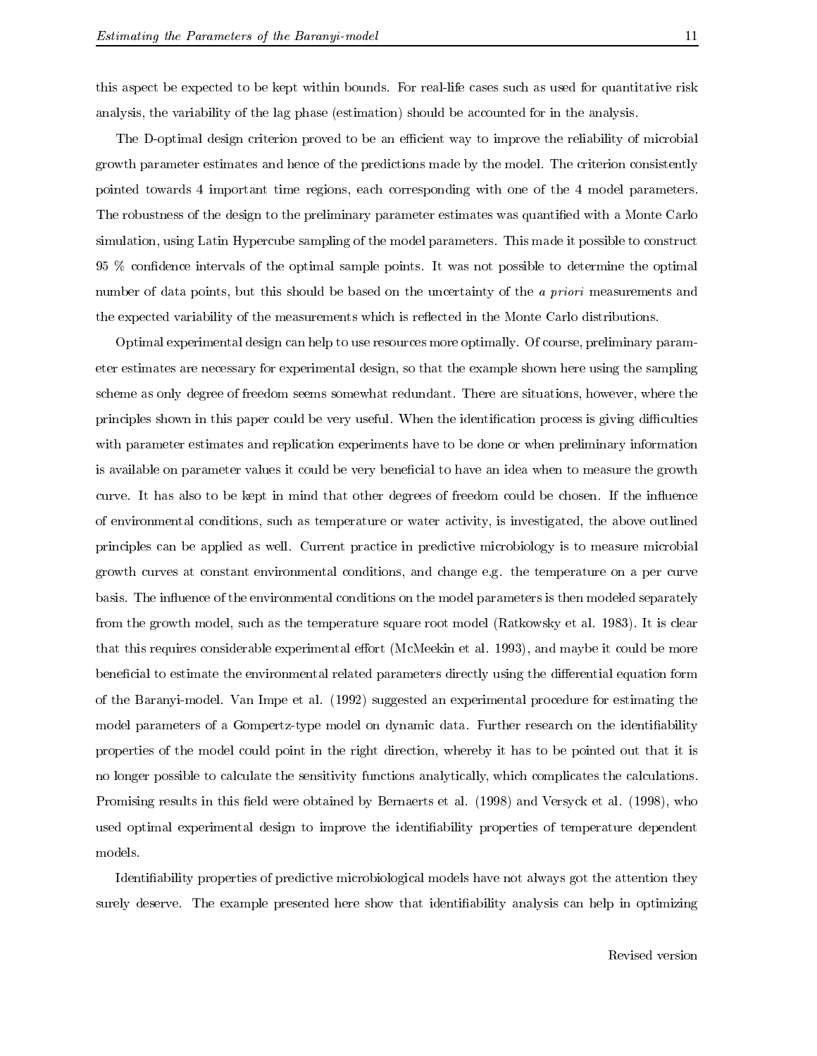this aspect be expected to be kept within bounds. For real-life cases such as used for quantitative risk analysis, the variability of the lag phase (estimation) should be accounted for in the analysis.

The D-optimal design criterion proved to be an efficient way to improve the reliability of microbial growth parameter estimates and hence of the predictions made by the model. The criterion consistently pointed towards 4 important time regions, each corresponding with one of the 4 model parameters. The robustness of the design to the preliminary parameter estimates was quantified with a Monte Carlo simulation, using Latin Hypercube sampling of the model parameters. This made it possible to construct 95 % confidence intervals of the optimal sample points. It was not possible to determine the optimal number of data points, but this should be based on the uncertainty of the *a priori* measurements and the expected variability of the measurements which is reflected in the Monte Carlo distributions.

Optimal experimental design can help to use resources more optimally. Of course, preliminary parameter estimates are necessary for experimental design, so that the example shown here using the sampling scheme as only degree of freedom seems somewhat redundant. There are situations, however, where the principles shown in this paper could be very useful. When the identification process is giving difficulties with parameter estimates and replication experiments have to be done or when preliminary information is available on parameter values it could be very beneficial to have an idea when to measure the growth curve. It has also to be kept in mind that other degrees of freedom could be chosen. If the influence of environmental conditions, such as temperature or water activity, is investigated, the above outlined principles can be applied as well. Current practice in predictive microbiology is to measure microbial growth curves at constant environmental conditions, and change e.g. the temperature on a per curve basis. The influence of the environmental conditions on the model parameters is then modeled separately from the growth model, such as the temperature square root model (Ratkowsky et al. 1983). It is clear that this requires considerable experimental effort (McMeekin et al. 1993), and maybe it could be more beneficial to estimate the environmental related parameters directly using the differential equation form of the Baranyi-model. Van Impe et al. (1992) suggested an experimental procedure for estimating the model parameters of a Gompertz-type model on dynamic data. Further research on the identifiability properties of the model could point in the right direction, whereby it has to be pointed out that it is no longer possible to calculate the sensitivity functions analytically, which complicates the calculations. Promising results in this field were obtained by Bernaerts et al. (1998) and Versyck et al. (1998), who used optimal experimental design to improve the identifiability properties of temperature dependent models.

Identifiability properties of predictive microbiological models have not always got the attention they surely deserve. The example presented here show that identifiability analysis can help in optimizing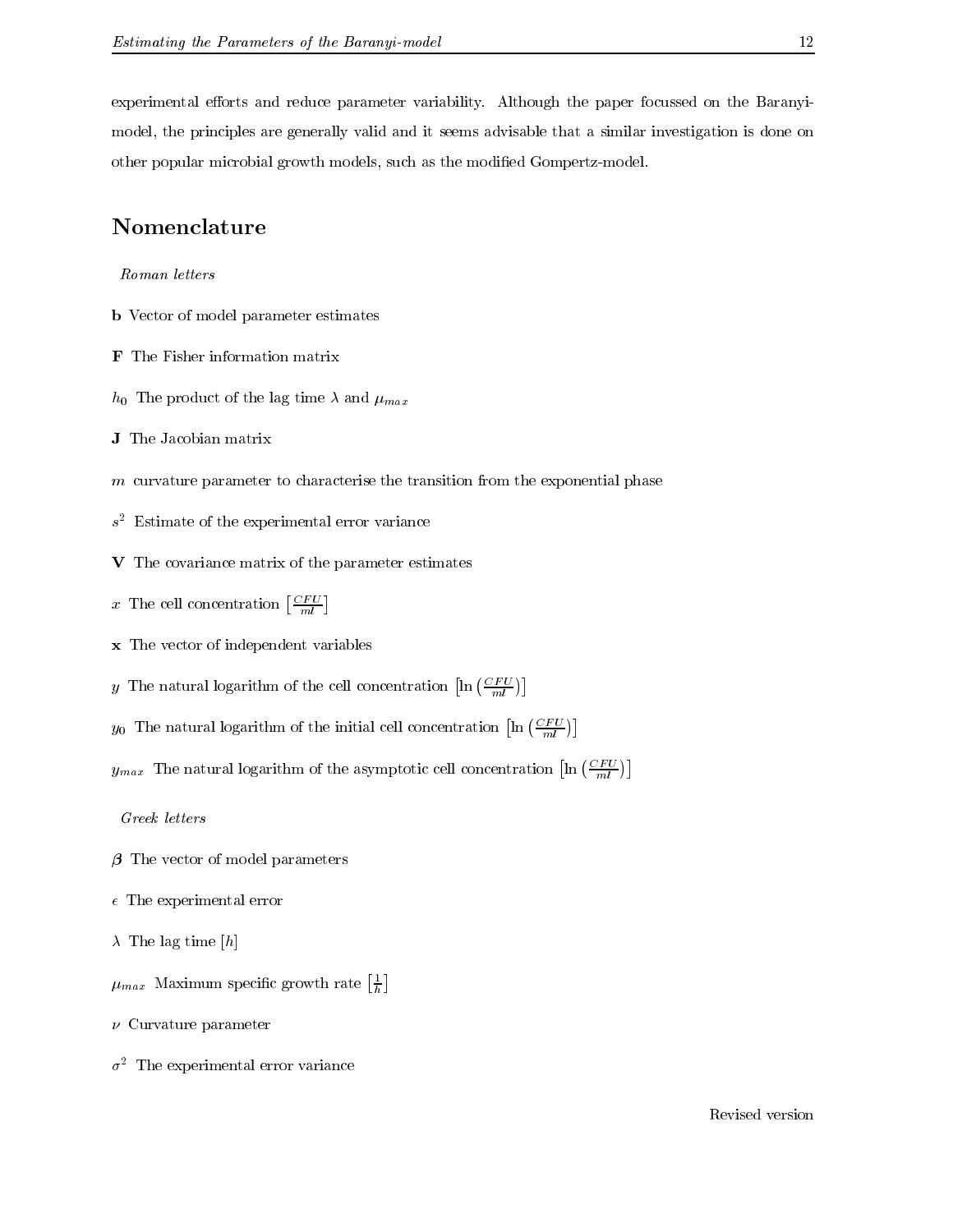experimental efforts and reduce parameter variability. Although the paper focussed on the Baranyi-model, the principles are generally valid and it seems advisable that a similar investigation is done on other popular microbial growth models, such as the modified Gompertz-model.

## Nomenclature

*Roman letters*

$\mathbf{b}$ Vector of model parameter estimates

$\mathbf{F}$ The Fisher information matrix

$h_0$ The product of the lag time $\lambda$ and $\mu_{max}$

$\mathbf{J}$ The Jacobian matrix

$m$ curvature parameter to characterise the transition from the exponential phase

$s^2$ Estimate of the experimental error variance

$\mathbf{V}$ The covariance matrix of the parameter estimates

$x$ The cell concentration $\left[\frac{CFU}{ml}\right]$

$\mathbf{x}$ The vector of independent variables

$y$ The natural logarithm of the cell concentration $\left[\ln\left(\frac{CFU}{ml}\right)\right]$

$y_0$ The natural logarithm of the initial cell concentration $\left[\ln\left(\frac{CFU}{ml}\right)\right]$

$y_{max}$ The natural logarithm of the asymptotic cell concentration $\left[\ln\left(\frac{CFU}{ml}\right)\right]$

*Greek letters*

$\boldsymbol{\beta}$ The vector of model parameters

$\epsilon$ The experimental error

$\lambda$ The lag time $[h]$

$\mu_{max}$ Maximum specific growth rate $\left[\frac{1}{h}\right]$

$\nu$ Curvature parameter

$\sigma^2$ The experimental error variance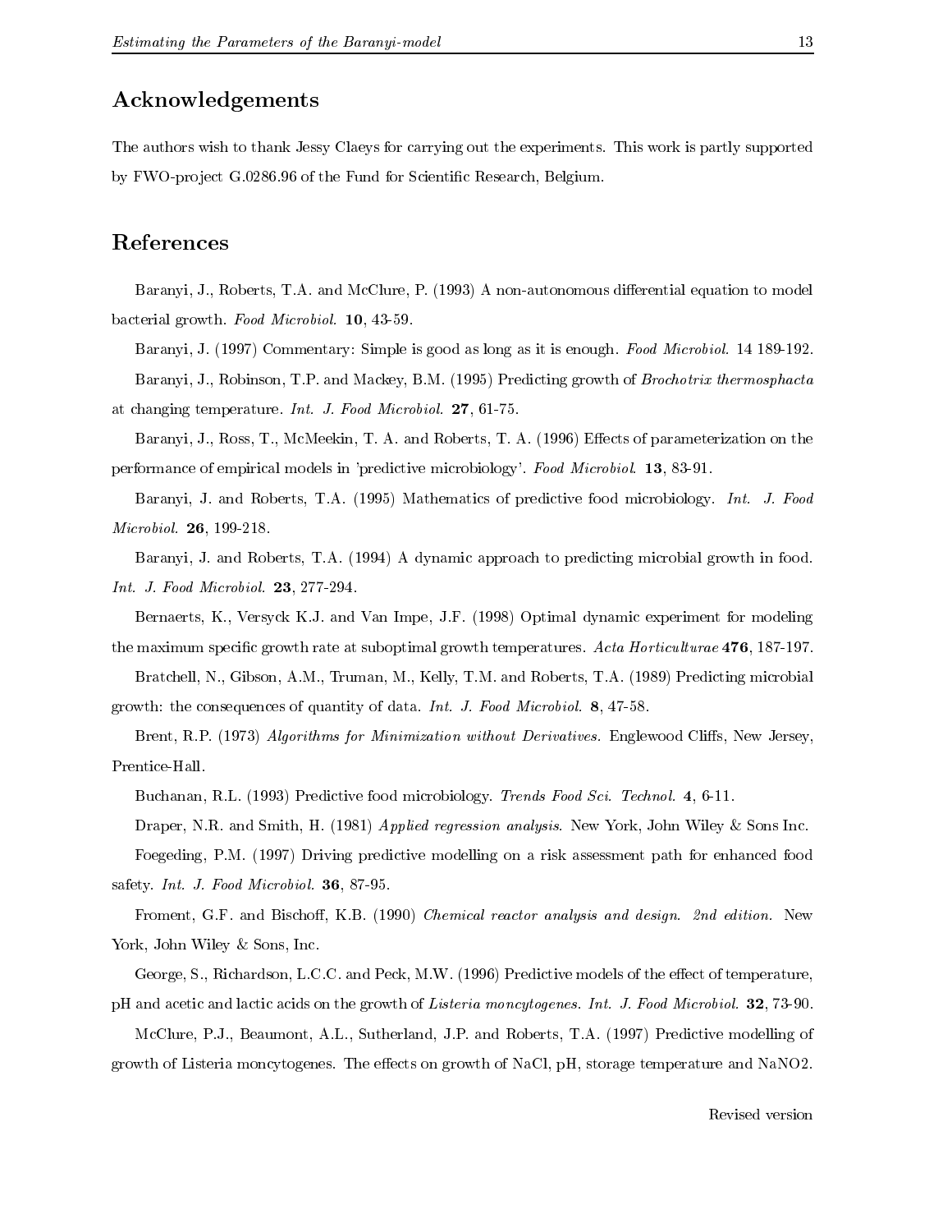## Acknowledgements

The authors wish to thank Jessy Claeys for carrying out the experiments. This work is partly supported by FWO-project G.0286.96 of the Fund for Scientific Research, Belgium.

## References

Baranyi, J., Roberts, T.A. and McClure, P. (1993) A non-autonomous differential equation to model bacterial growth. *Food Microbiol.* **10**, 43-59.

Baranyi, J. (1997) Commentary: Simple is good as long as it is enough. *Food Microbiol.* 14 189-192.

Baranyi, J., Robinson, T.P. and Mackey, B.M. (1995) Predicting growth of *Brochotrix thermosphacta* at changing temperature. *Int. J. Food Microbiol.* **27**, 61-75.

Baranyi, J., Ross, T., McMeekin, T. A. and Roberts, T. A. (1996) Effects of parameterization on the performance of empirical models in 'predictive microbiology'. *Food Microbiol.* **13**, 83-91.

Baranyi, J. and Roberts, T.A. (1995) Mathematics of predictive food microbiology. *Int. J. Food Microbiol.* **26**, 199-218.

Baranyi, J. and Roberts, T.A. (1994) A dynamic approach to predicting microbial growth in food. *Int. J. Food Microbiol.* **23**, 277-294.

Bernaerts, K., Versyck K.J. and Van Impe, J.F. (1998) Optimal dynamic experiment for modeling the maximum specific growth rate at suboptimal growth temperatures. *Acta Horticulturae* **476**, 187-197.

Bratchell, N., Gibson, A.M., Truman, M., Kelly, T.M. and Roberts, T.A. (1989) Predicting microbial growth: the consequences of quantity of data. *Int. J. Food Microbiol.* **8**, 47-58.

Brent, R.P. (1973) *Algorithms for Minimization without Derivatives.* Englewood Cliffs, New Jersey, Prentice-Hall.

Buchanan, R.L. (1993) Predictive food microbiology. *Trends Food Sci. Technol.* **4**, 6-11.

Draper, N.R. and Smith, H. (1981) *Applied regression analysis.* New York, John Wiley & Sons Inc.

Foegeding, P.M. (1997) Driving predictive modelling on a risk assessment path for enhanced food safety. *Int. J. Food Microbiol.* **36**, 87-95.

Froment, G.F. and Bischoff, K.B. (1990) *Chemical reactor analysis and design. 2nd edition.* New York, John Wiley & Sons, Inc.

George, S., Richardson, L.C.C. and Peck, M.W. (1996) Predictive models of the effect of temperature, pH and acetic and lactic acids on the growth of *Listeria moncytogenes. Int. J. Food Microbiol.* **32**, 73-90.

McClure, P.J., Beaumont, A.L., Sutherland, J.P. and Roberts, T.A. (1997) Predictive modelling of growth of Listeria moncytogenes. The effects on growth of NaCl, pH, storage temperature and NaNO2.

Revised version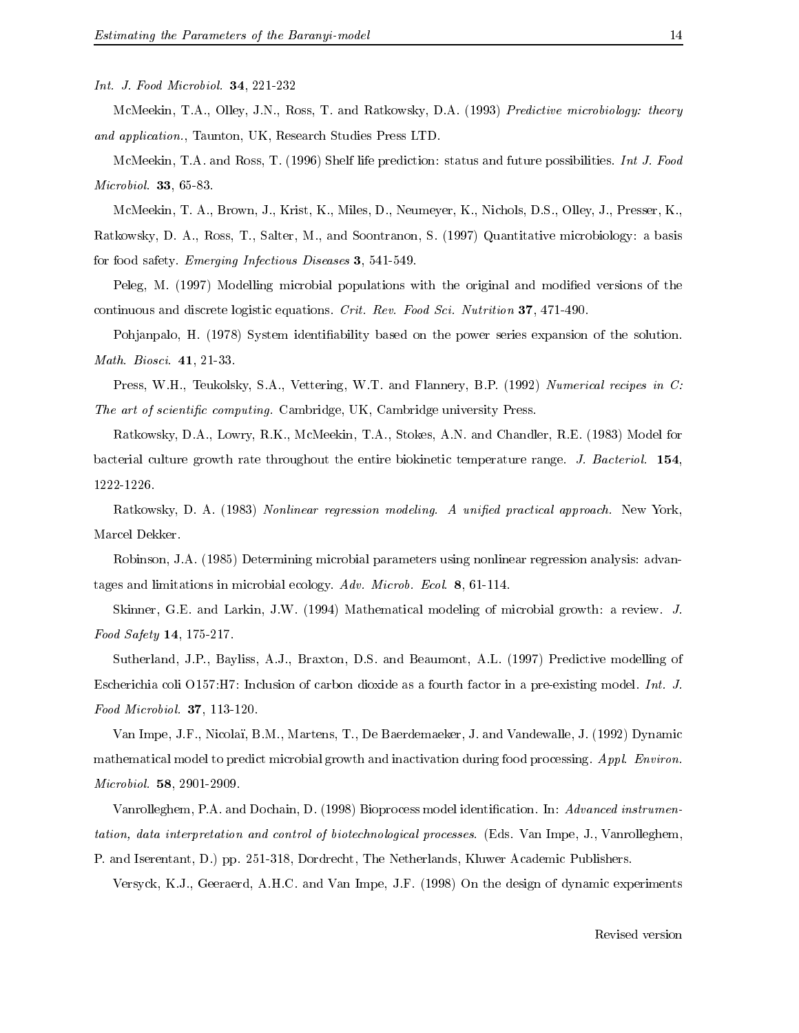*Int. J. Food Microbiol.* **34**, 221-232

McMeekin, T.A., Olley, J.N., Ross, T. and Ratkowsky, D.A. (1993) *Predictive microbiology: theory and application.*, Taunton, UK, Research Studies Press LTD.

McMeekin, T.A. and Ross, T. (1996) Shelf life prediction: status and future possibilities. *Int J. Food Microbiol.* **33**, 65-83.

McMeekin, T. A., Brown, J., Krist, K., Miles, D., Neumeyer, K., Nichols, D.S., Olley, J., Presser, K., Ratkowsky, D. A., Ross, T., Salter, M., and Soontranon, S. (1997) Quantitative microbiology: a basis for food safety. *Emerging Infectious Diseases* **3**, 541-549.

Peleg, M. (1997) Modelling microbial populations with the original and modified versions of the continuous and discrete logistic equations. *Crit. Rev. Food Sci. Nutrition* **37**, 471-490.

Pohjanpalo, H. (1978) System identifiability based on the power series expansion of the solution. *Math. Biosci.* **41**, 21-33.

Press, W.H., Teukolsky, S.A., Vettering, W.T. and Flannery, B.P. (1992) *Numerical recipes in C: The art of scientific computing.* Cambridge, UK, Cambridge university Press.

Ratkowsky, D.A., Lowry, R.K., McMeekin, T.A., Stokes, A.N. and Chandler, R.E. (1983) Model for bacterial culture growth rate throughout the entire biokinetic temperature range. *J. Bacteriol.* **154**, 1222-1226.

Ratkowsky, D. A. (1983) *Nonlinear regression modeling. A unified practical approach.* New York, Marcel Dekker.

Robinson, J.A. (1985) Determining microbial parameters using nonlinear regression analysis: advantages and limitations in microbial ecology. *Adv. Microb. Ecol.* **8**, 61-114.

Skinner, G.E. and Larkin, J.W. (1994) Mathematical modeling of microbial growth: a review. *J. Food Safety* **14**, 175-217.

Sutherland, J.P., Bayliss, A.J., Braxton, D.S. and Beaumont, A.L. (1997) Predictive modelling of Escherichia coli O157:H7: Inclusion of carbon dioxide as a fourth factor in a pre-existing model. *Int. J. Food Microbiol.* **37**, 113-120.

Van Impe, J.F., Nicolaï, B.M., Martens, T., De Baerdemaeker, J. and Vandewalle, J. (1992) Dynamic mathematical model to predict microbial growth and inactivation during food processing. *Appl. Environ. Microbiol.* **58**, 2901-2909.

Vanrolleghem, P.A. and Dochain, D. (1998) Bioprocess model identification. In: *Advanced instrumentation, data interpretation and control of biotechnological processes.* (Eds. Van Impe, J., Vanrolleghem, P. and Iserentant, D.) pp. 251-318, Dordrecht, The Netherlands, Kluwer Academic Publishers.

Versyck, K.J., Geeraerd, A.H.C. and Van Impe, J.F. (1998) On the design of dynamic experiments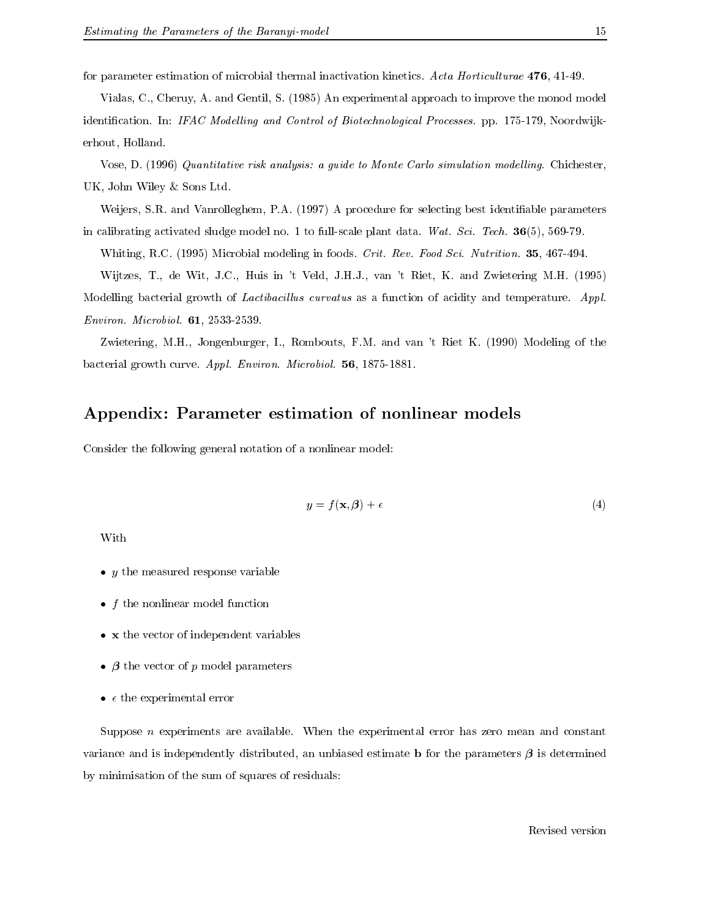for parameter estimation of microbial thermal inactivation kinetics. *Acta Horticulturae* **476**, 41-49.

Vialas, C., Cheruy, A. and Gentil, S. (1985) An experimental approach to improve the monod model identification. In: *IFAC Modelling and Control of Biotechnological Processes.* pp. 175-179, Noordwijkerhout, Holland.

Vose, D. (1996) *Quantitative risk analysis: a guide to Monte Carlo simulation modelling.* Chichester, UK, John Wiley & Sons Ltd.

Weijers, S.R. and Vanrolleghem, P.A. (1997) A procedure for selecting best identifiable parameters in calibrating activated sludge model no. 1 to full-scale plant data. *Wat. Sci. Tech.* **36**(5), 569-79.

Whiting, R.C. (1995) Microbial modeling in foods. *Crit. Rev. Food Sci. Nutrition.* **35**, 467-494.

Wijtzes, T., de Wit, J.C., Huis in 't Veld, J.H.J., van 't Riet, K. and Zwietering M.H. (1995) Modelling bacterial growth of *Lactibacillus curvatus* as a function of acidity and temperature. *Appl. Environ. Microbiol.* **61**, 2533-2539.

Zwietering, M.H., Jongenburger, I., Rombouts, F.M. and van 't Riet K. (1990) Modeling of the bacterial growth curve. *Appl. Environ. Microbiol.* **56**, 1875-1881.

## Appendix: Parameter estimation of nonlinear models

Consider the following general notation of a nonlinear model:

$$y = f(\mathbf{x}, \boldsymbol{\beta}) + \epsilon \tag{4}$$

With

- $y$ the measured response variable
- $f$ the nonlinear model function
- $\mathbf{x}$ the vector of independent variables
- $\boldsymbol{\beta}$ the vector of $p$ model parameters
- $\epsilon$ the experimental error

Suppose $n$ experiments are available. When the experimental error has zero mean and constant variance and is independently distributed, an unbiased estimate $\mathbf{b}$ for the parameters $\boldsymbol{\beta}$ is determined by minimisation of the sum of squares of residuals:

Revised version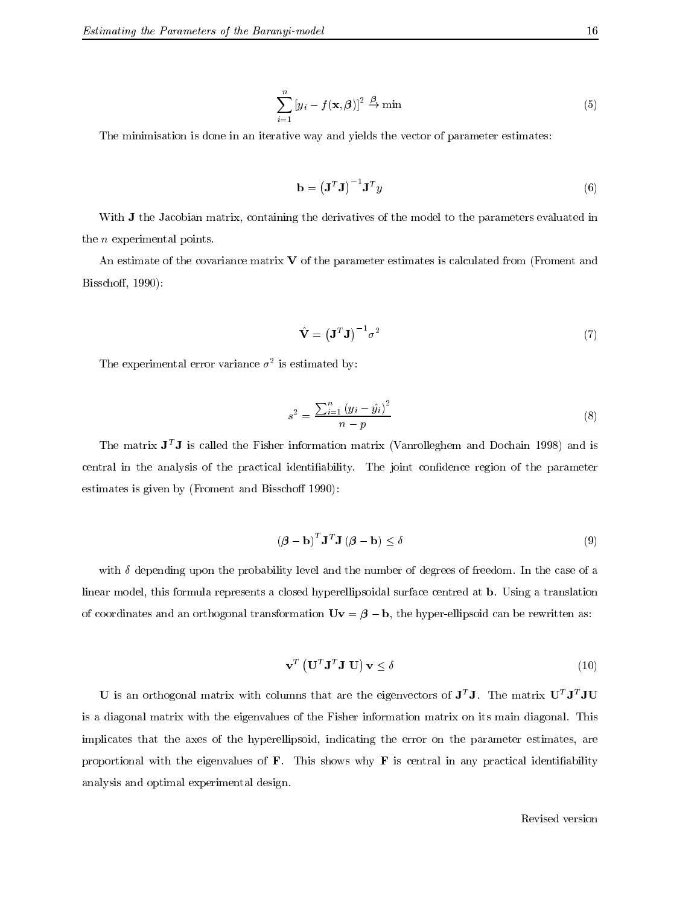$$\sum_{i=1}^{n} \left[y_i - f(\mathbf{x}, \boldsymbol{\beta})\right]^2 \overset{\boldsymbol{\beta}}{\rightarrow} \min \tag{5}$$

The minimisation is done in an iterative way and yields the vector of parameter estimates:

$$\mathbf{b} = \left(\mathbf{J}^T\mathbf{J}\right)^{-1}\mathbf{J}^T y \tag{6}$$

With $\mathbf{J}$ the Jacobian matrix, containing the derivatives of the model to the parameters evaluated in the $n$ experimental points.

An estimate of the covariance matrix $\mathbf{V}$ of the parameter estimates is calculated from (Froment and Bisschoff, 1990):

$$\hat{\mathbf{V}} = \left(\mathbf{J}^T\mathbf{J}\right)^{-1}\sigma^2 \tag{7}$$

The experimental error variance $\sigma^2$ is estimated by:

$$s^2 = \frac{\sum_{i=1}^{n} \left(y_i - \hat{y_i}\right)^2}{n - p} \tag{8}$$

The matrix $\mathbf{J}^T\mathbf{J}$ is called the Fisher information matrix (Vanrolleghem and Dochain 1998) and is central in the analysis of the practical identifiability. The joint confidence region of the parameter estimates is given by (Froment and Bisschoff 1990):

$$\left(\boldsymbol{\beta} - \mathbf{b}\right)^T \mathbf{J}^T\mathbf{J}\left(\boldsymbol{\beta} - \mathbf{b}\right) \leq \delta \tag{9}$$

with $\delta$ depending upon the probability level and the number of degrees of freedom. In the case of a linear model, this formula represents a closed hyperellipsoidal surface centred at $\mathbf{b}$. Using a translation of coordinates and an orthogonal transformation $\mathbf{U}\mathbf{v} = \boldsymbol{\beta} - \mathbf{b}$, the hyper-ellipsoid can be rewritten as:

$$\mathbf{v}^T\left(\mathbf{U}^T\mathbf{J}^T\mathbf{J}\ \mathbf{U}\right)\mathbf{v} \leq \delta \tag{10}$$

$\mathbf{U}$ is an orthogonal matrix with columns that are the eigenvectors of $\mathbf{J}^T\mathbf{J}$. The matrix $\mathbf{U}^T\mathbf{J}^T\mathbf{J}\mathbf{U}$ is a diagonal matrix with the eigenvalues of the Fisher information matrix on its main diagonal. This implicates that the axes of the hyperellipsoid, indicating the error on the parameter estimates, are proportional with the eigenvalues of $\mathbf{F}$. This shows why $\mathbf{F}$ is central in any practical identifiability analysis and optimal experimental design.

Revised version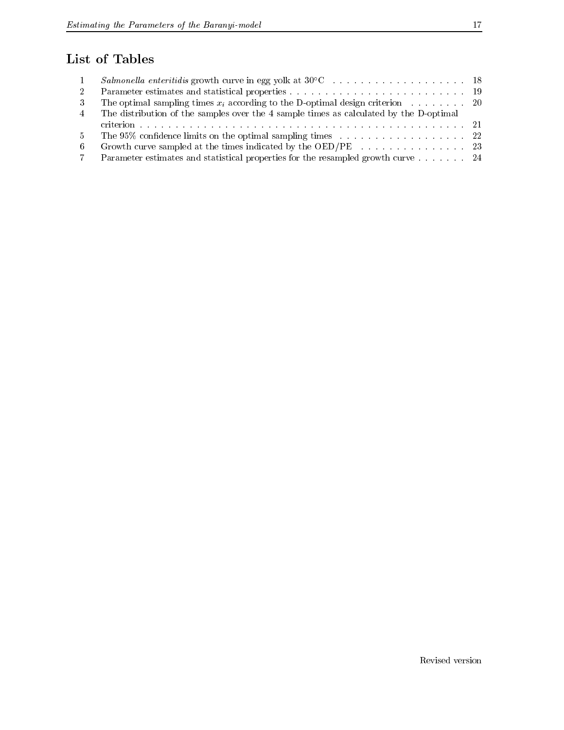## List of Tables

1. *Salmonella enteritidis* growth curve in egg yolk at 30°C . . . . . . . . . . 18
2. Parameter estimates and statistical properties . . . . . . . . . . 19
3. The optimal sampling times $x_i$ according to the D-optimal design criterion . . . . . . . . 20
4. The distribution of the samples over the 4 sample times as calculated by the D-optimal criterion . . . . . . . . . . 21
5. The 95% confidence limits on the optimal sampling times . . . . . . . . . . 22
6. Growth curve sampled at the times indicated by the OED/PE . . . . . . . . . . 23
7. Parameter estimates and statistical properties for the resampled growth curve . . . . . . . 24

Revised version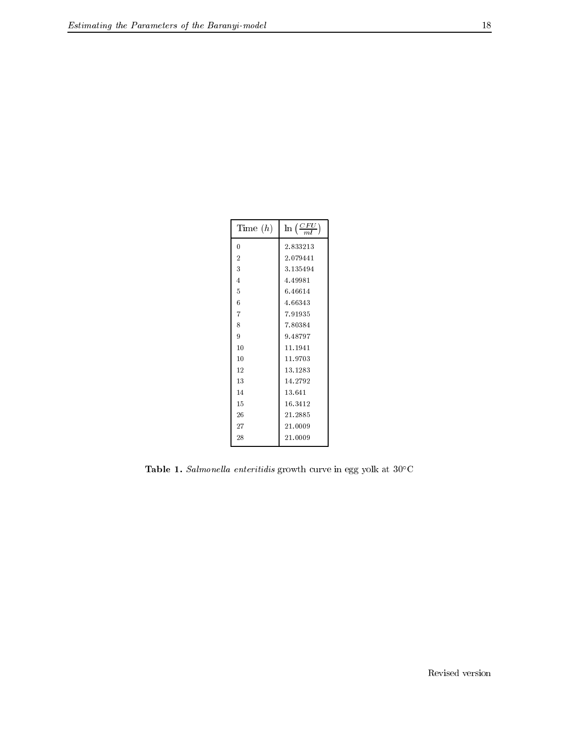| Time ($h$) | $\ln\left(\frac{CFU}{ml}\right)$ |
|---|---|
| 0 | 2.833213 |
| 2 | 2.079441 |
| 3 | 3.135494 |
| 4 | 4.49981 |
| 5 | 6.46614 |
| 6 | 4.66343 |
| 7 | 7.91935 |
| 8 | 7.80384 |
| 9 | 9.48797 |
| 10 | 11.1941 |
| 10 | 11.9703 |
| 12 | 13.1283 |
| 13 | 14.2792 |
| 14 | 13.641 |
| 15 | 16.3412 |
| 26 | 21.2885 |
| 27 | 21.0009 |
| 28 | 21.0009 |

**Table 1.** *Salmonella enteritidis* growth curve in egg yolk at 30°C

Revised version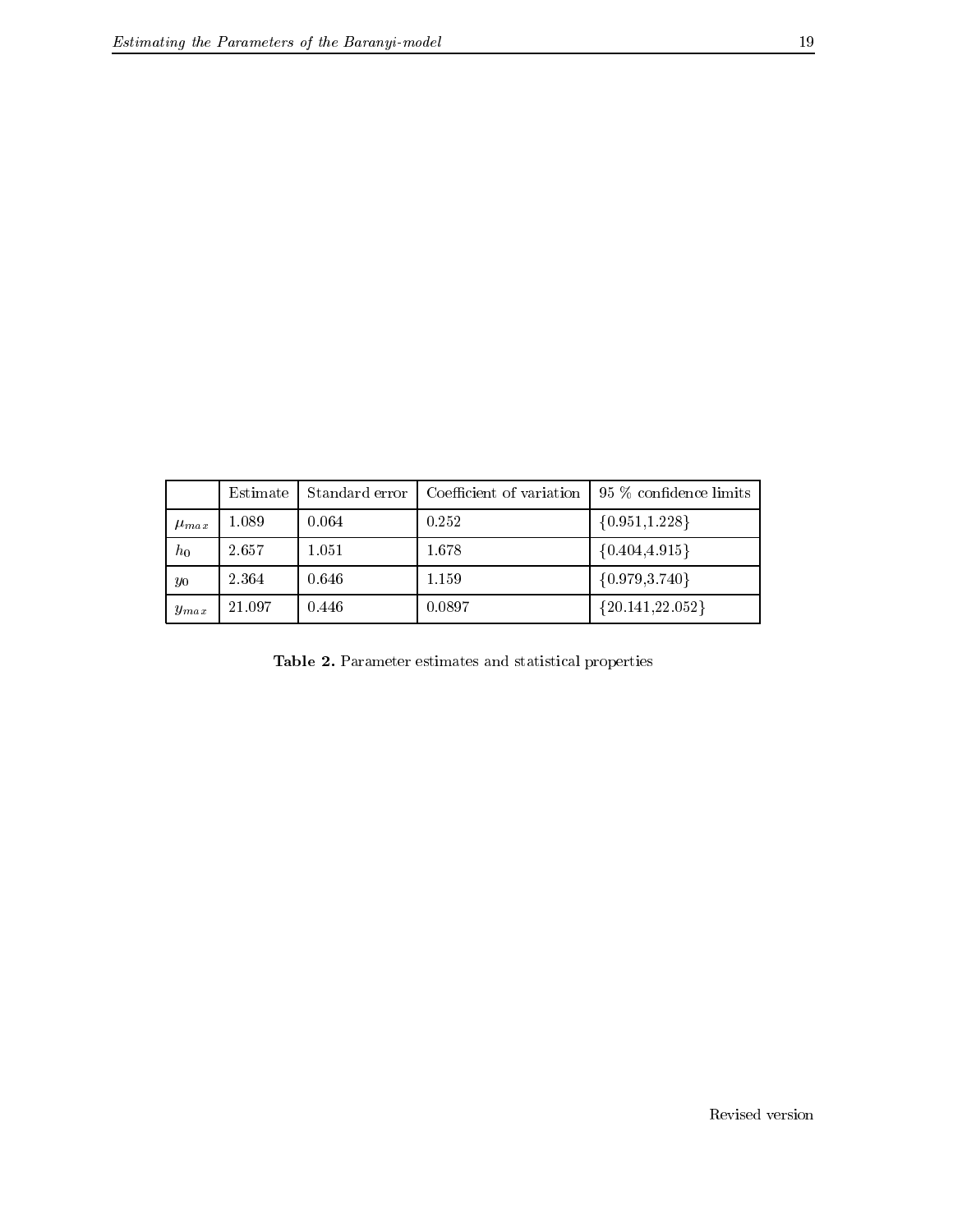| | Estimate | Standard error | Coefficient of variation | 95 % confidence limits |
|---|---|---|---|---|
| $\mu_{max}$ | 1.089 | 0.064 | 0.252 | {0.951,1.228} |
| $h_0$ | 2.657 | 1.051 | 1.678 | {0.404,4.915} |
| $y_0$ | 2.364 | 0.646 | 1.159 | {0.979,3.740} |
| $y_{max}$ | 21.097 | 0.446 | 0.0897 | {20.141,22.052} |

**Table 2.** Parameter estimates and statistical properties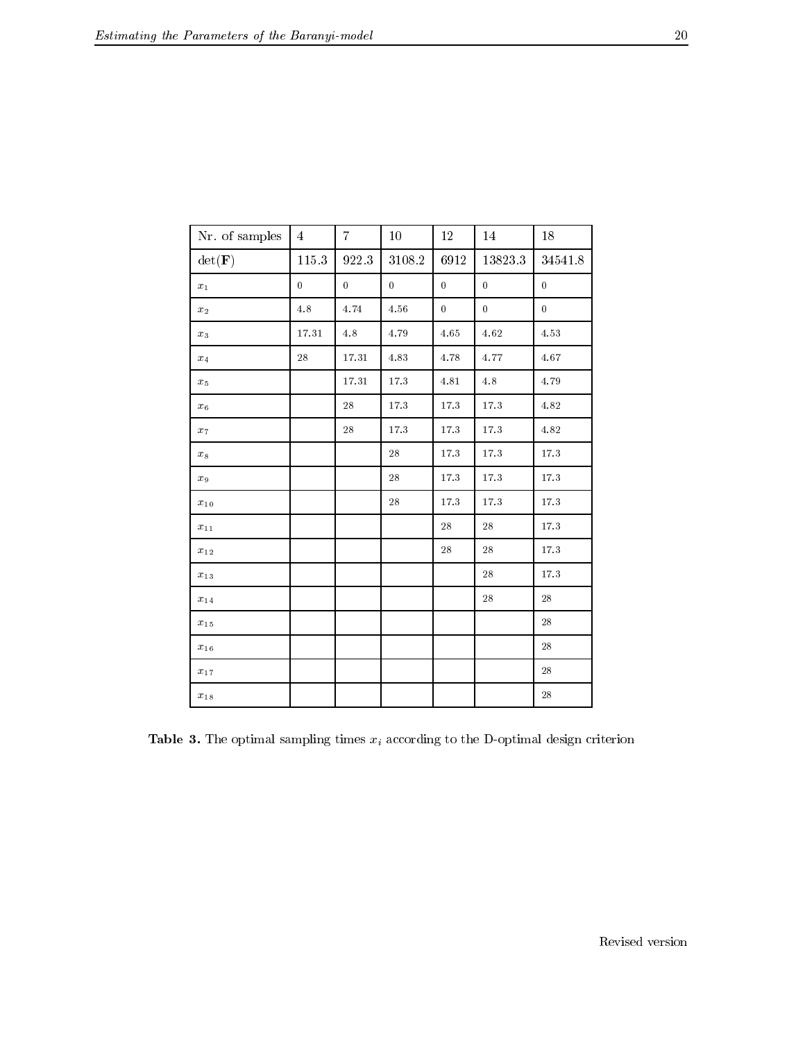| Nr. of samples | 4 | 7 | 10 | 12 | 14 | 18 |
|---|---|---|---|---|---|---|
| $\det(\mathbf{F})$ | 115.3 | 922.3 | 3108.2 | 6912 | 13823.3 | 34541.8 |
| $x_1$ | 0 | 0 | 0 | 0 | 0 | 0 |
| $x_2$ | 4.8 | 4.74 | 4.56 | 0 | 0 | 0 |
| $x_3$ | 17.31 | 4.8 | 4.79 | 4.65 | 4.62 | 4.53 |
| $x_4$ | 28 | 17.31 | 4.83 | 4.78 | 4.77 | 4.67 |
| $x_5$ | | 17.31 | 17.3 | 4.81 | 4.8 | 4.79 |
| $x_6$ | | 28 | 17.3 | 17.3 | 17.3 | 4.82 |
| $x_7$ | | 28 | 17.3 | 17.3 | 17.3 | 4.82 |
| $x_8$ | | | 28 | 17.3 | 17.3 | 17.3 |
| $x_9$ | | | 28 | 17.3 | 17.3 | 17.3 |
| $x_{10}$ | | | 28 | 17.3 | 17.3 | 17.3 |
| $x_{11}$ | | | | 28 | 28 | 17.3 |
| $x_{12}$ | | | | 28 | 28 | 17.3 |
| $x_{13}$ | | | | | 28 | 17.3 |
| $x_{14}$ | | | | | 28 | 28 |
| $x_{15}$ | | | | | | 28 |
| $x_{16}$ | | | | | | 28 |
| $x_{17}$ | | | | | | 28 |
| $x_{18}$ | | | | | | 28 |

**Table 3.** The optimal sampling times $x_i$ according to the D-optimal design criterion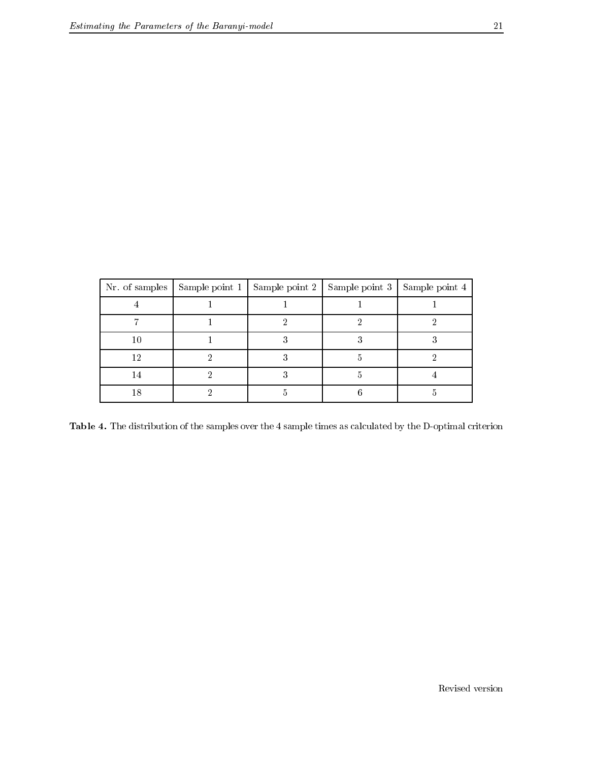| Nr. of samples | Sample point 1 | Sample point 2 | Sample point 3 | Sample point 4 |
| --- | --- | --- | --- | --- |
| 4 | 1 | 1 | 1 | 1 |
| 7 | 1 | 2 | 2 | 2 |
| 10 | 1 | 3 | 3 | 3 |
| 12 | 2 | 3 | 5 | 2 |
| 14 | 2 | 3 | 5 | 4 |
| 18 | 2 | 5 | 6 | 5 |

**Table 4.** The distribution of the samples over the 4 sample times as calculated by the D-optimal criterion

Revised version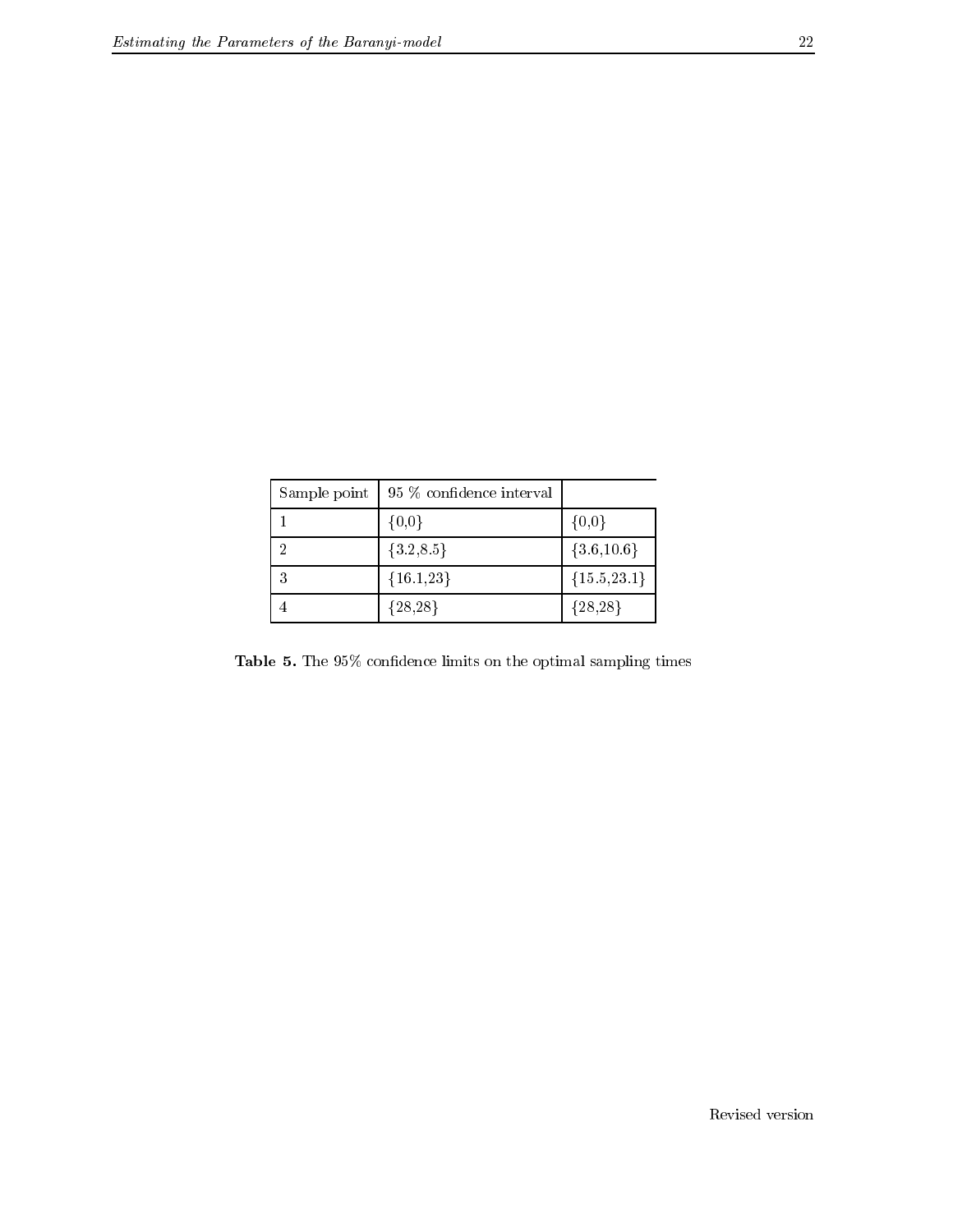| Sample point | 95 % confidence interval | |
|---|---|---|
| 1 | {0,0} | {0,0} |
| 2 | {3.2,8.5} | {3.6,10.6} |
| 3 | {16.1,23} | {15.5,23.1} |
| 4 | {28,28} | {28,28} |

**Table 5.** The 95% confidence limits on the optimal sampling times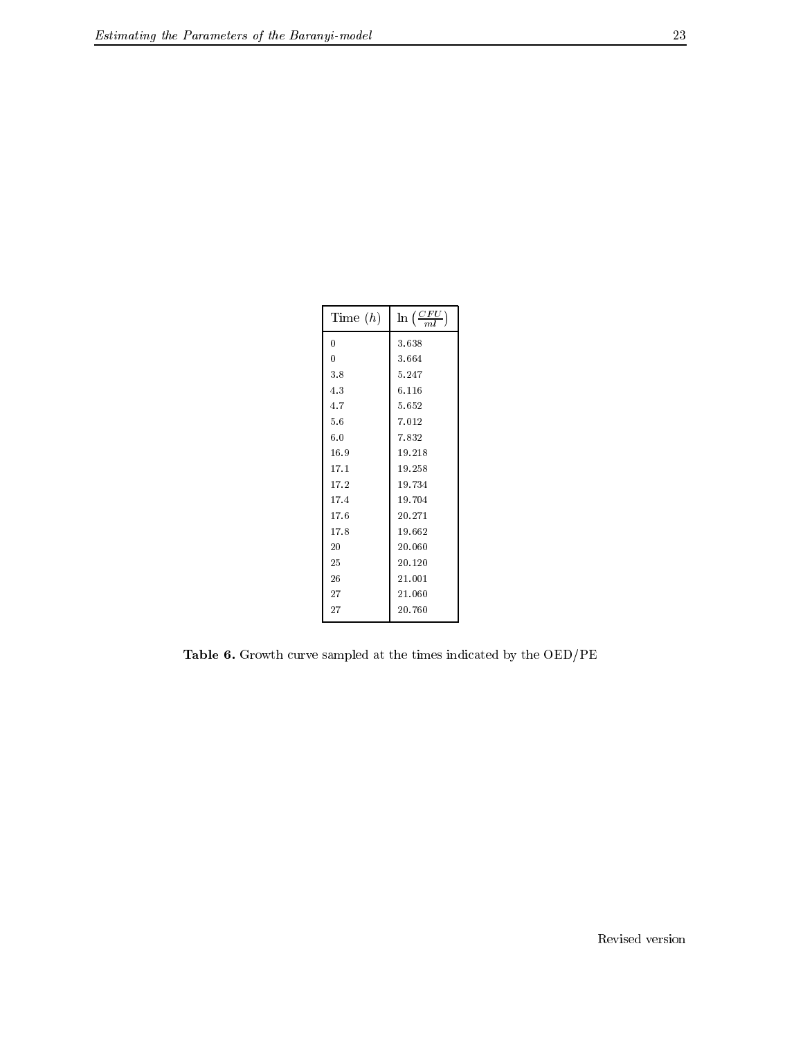| Time ($h$) | $\ln\left(\frac{CFU}{ml}\right)$ |
|---|---|
| 0 | 3.638 |
| 0 | 3.664 |
| 3.8 | 5.247 |
| 4.3 | 6.116 |
| 4.7 | 5.652 |
| 5.6 | 7.012 |
| 6.0 | 7.832 |
| 16.9 | 19.218 |
| 17.1 | 19.258 |
| 17.2 | 19.734 |
| 17.4 | 19.704 |
| 17.6 | 20.271 |
| 17.8 | 19.662 |
| 20 | 20.060 |
| 25 | 20.120 |
| 26 | 21.001 |
| 27 | 21.060 |
| 27 | 20.760 |

**Table 6.** Growth curve sampled at the times indicated by the OED/PE

Revised version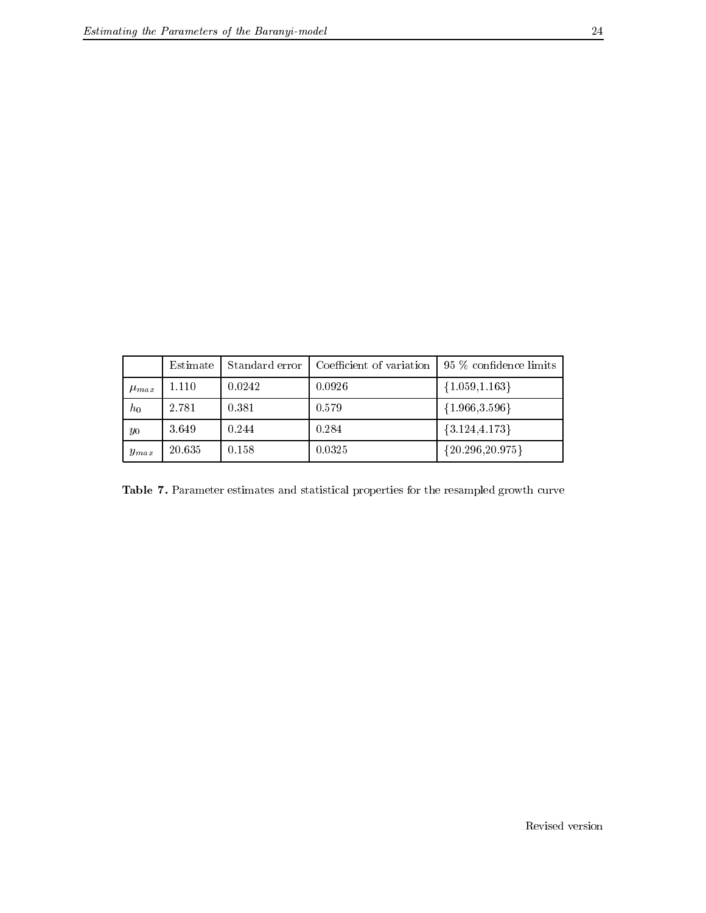| | Estimate | Standard error | Coefficient of variation | 95 % confidence limits |
|---|---|---|---|---|
| $\mu_{max}$ | 1.110 | 0.0242 | 0.0926 | {1.059,1.163} |
| $h_0$ | 2.781 | 0.381 | 0.579 | {1.966,3.596} |
| $y_0$ | 3.649 | 0.244 | 0.284 | {3.124,4.173} |
| $y_{max}$ | 20.635 | 0.158 | 0.0325 | {20.296,20.975} |

**Table 7.** Parameter estimates and statistical properties for the resampled growth curve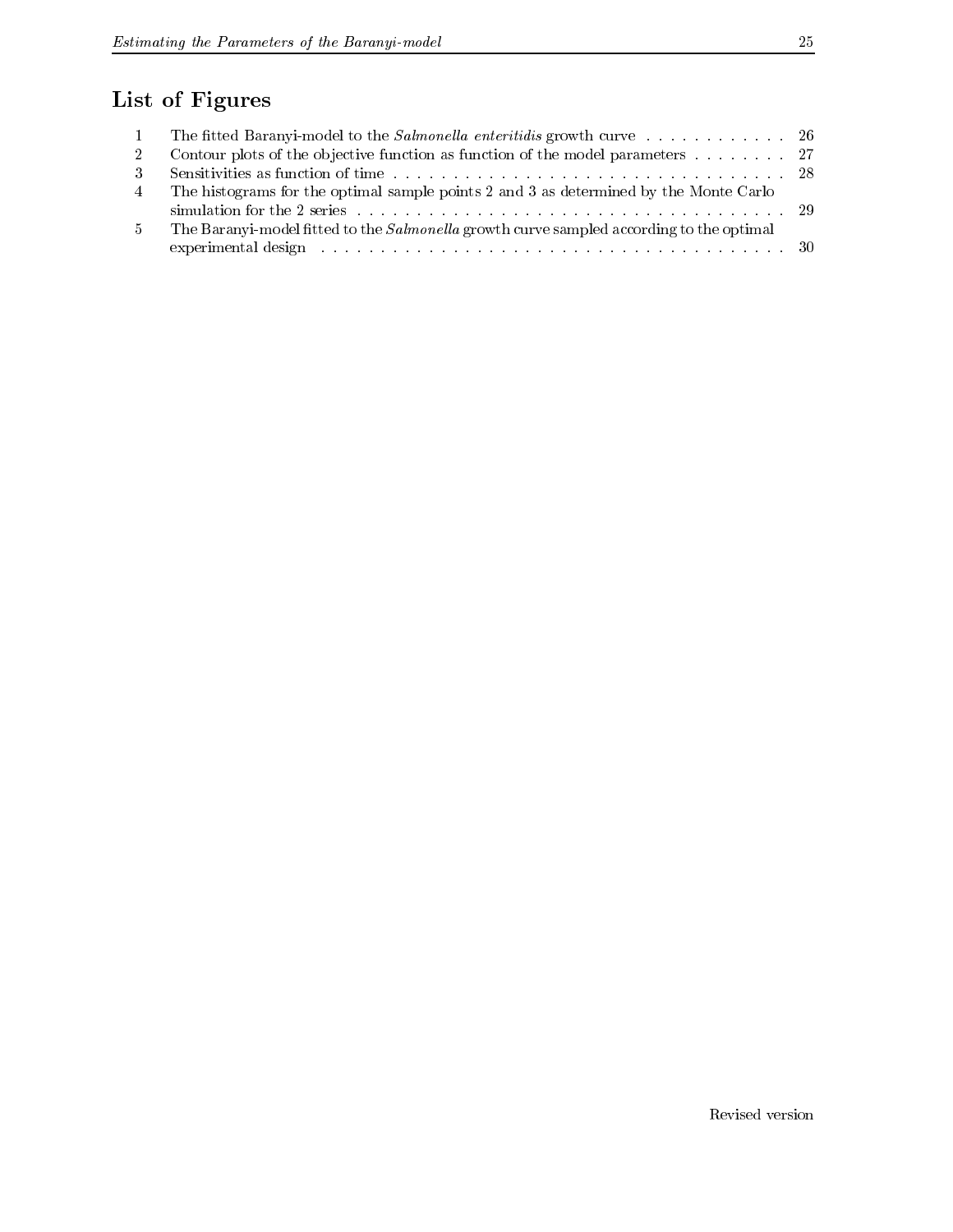# List of Figures

1. The fitted Baranyi-model to the *Salmonella enteritidis* growth curve . . . . . . . . . . . . . 26
2. Contour plots of the objective function as function of the model parameters . . . . . . . . 27
3. Sensitivities as function of time . . . . . . . . . . . . . . . . . . . . . . . . . . . . . . . . . . 28
4. The histograms for the optimal sample points 2 and 3 as determined by the Monte Carlo simulation for the 2 series . . . . . . . . . . . . . . . . . . . . . . . . . . . . . . . . . . . . . 29
5. The Baranyi-model fitted to the *Salmonella* growth curve sampled according to the optimal experimental design . . . . . . . . . . . . . . . . . . . . . . . . . . . . . . . . . . . . . . . 30

Revised version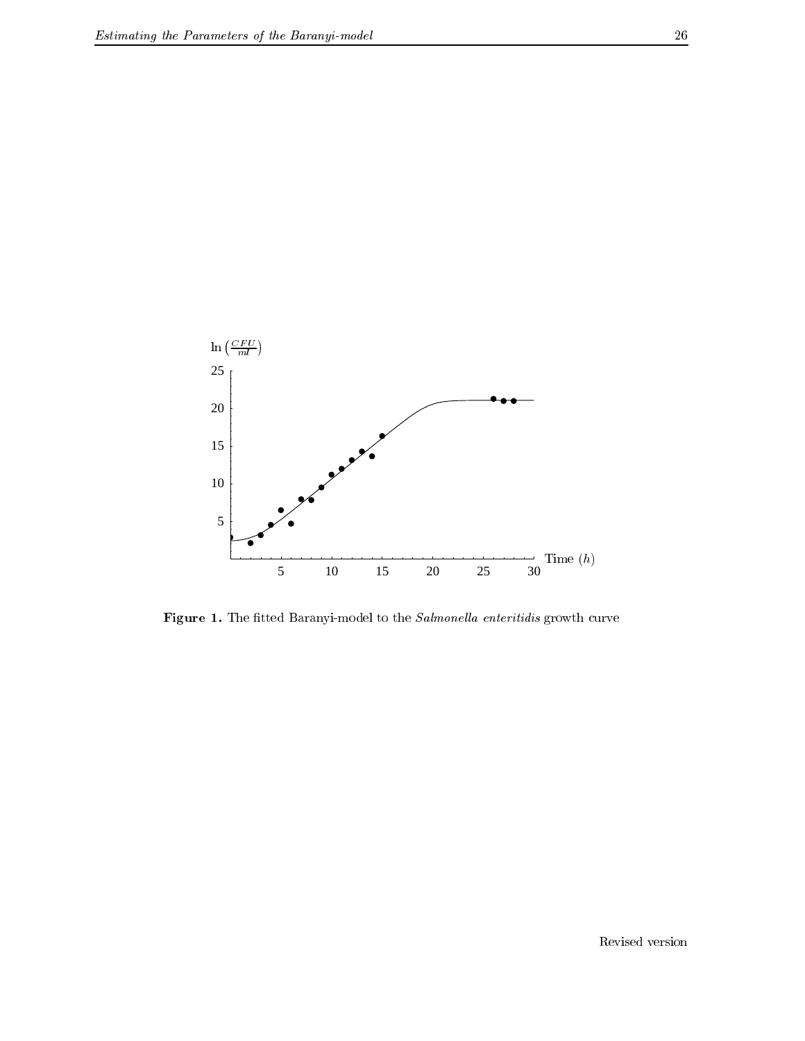**Figure 1.** The fitted Baranyi-model to the *Salmonella enteritidis* growth curve

Revised version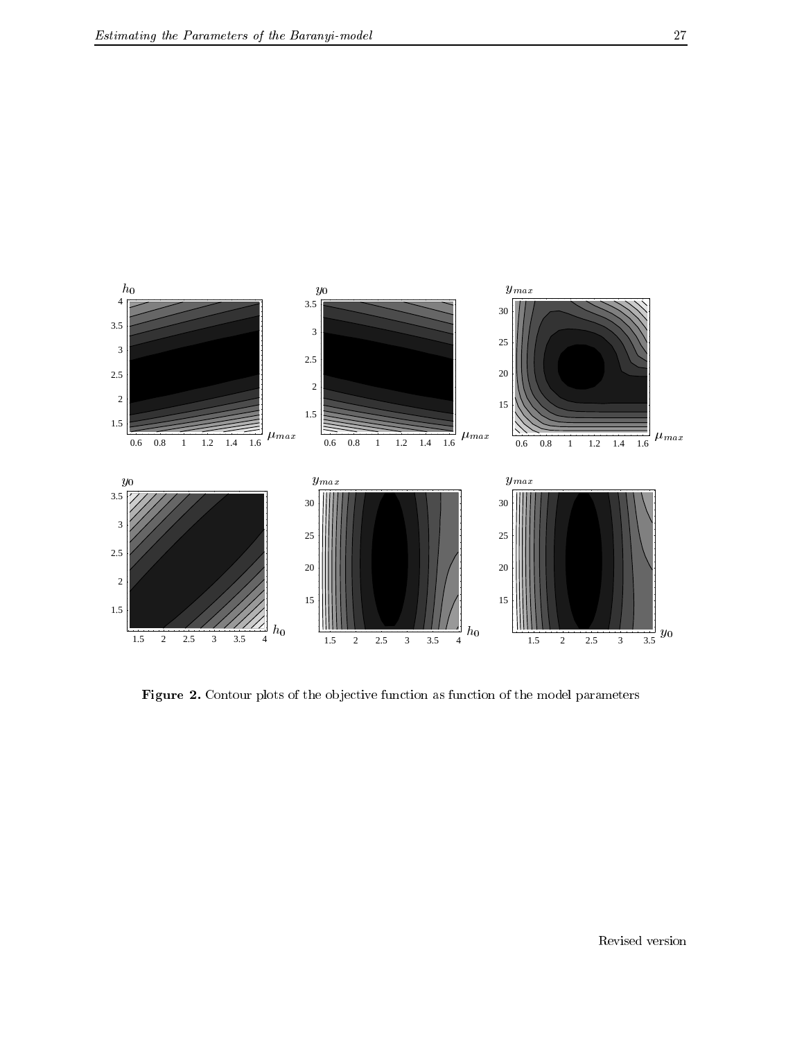**Figure 2.** Contour plots of the objective function as function of the model parameters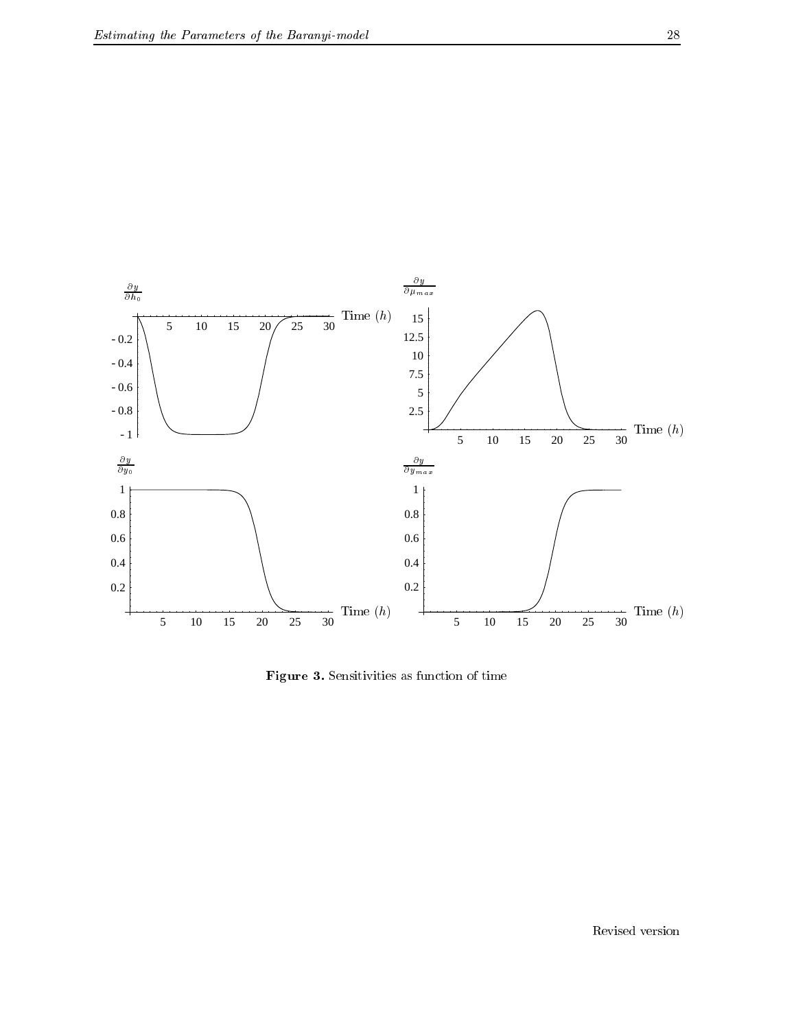**Figure 3.** Sensitivities as function of time

Revised version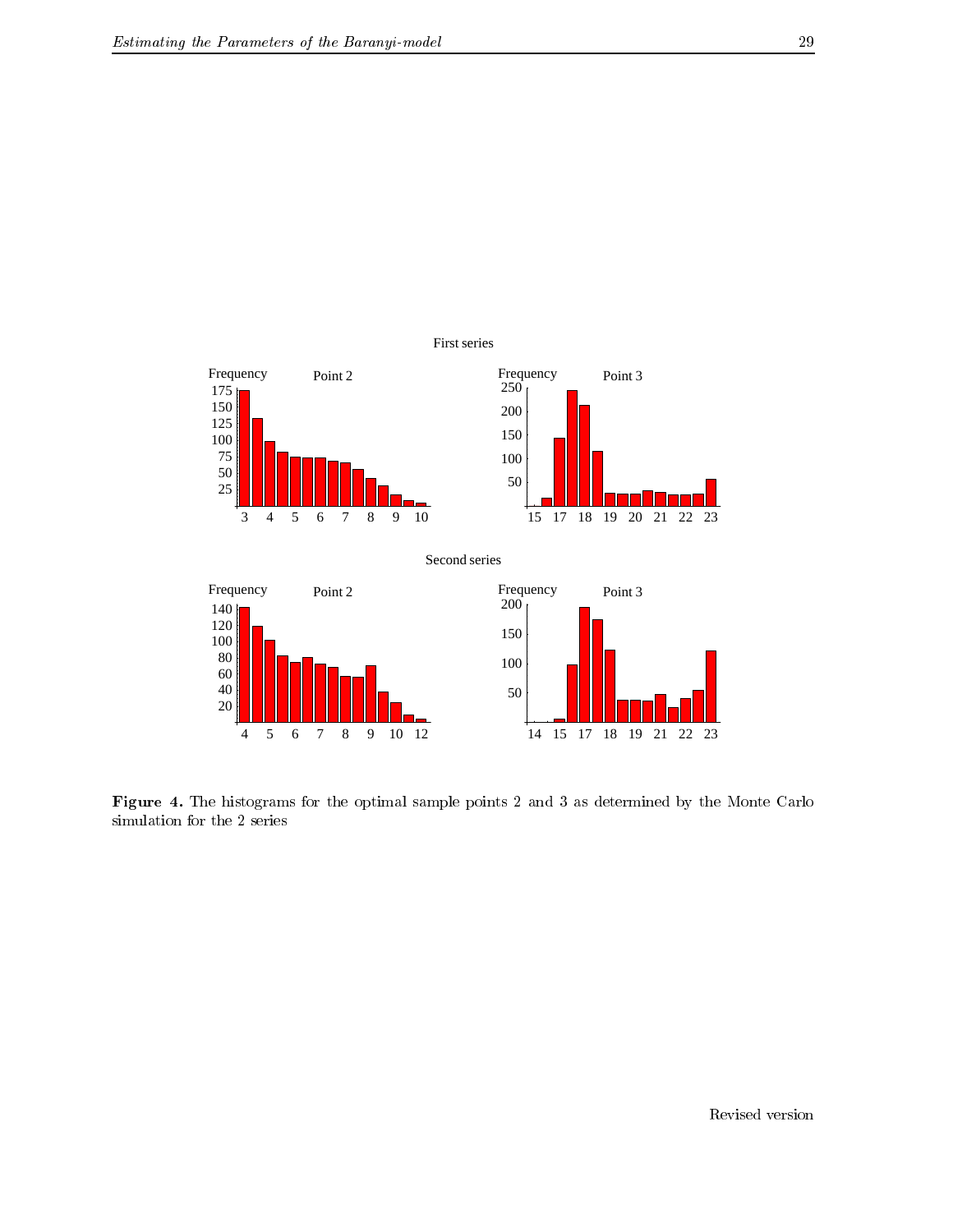**Figure 4.** The histograms for the optimal sample points 2 and 3 as determined by the Monte Carlo simulation for the 2 series

Revised version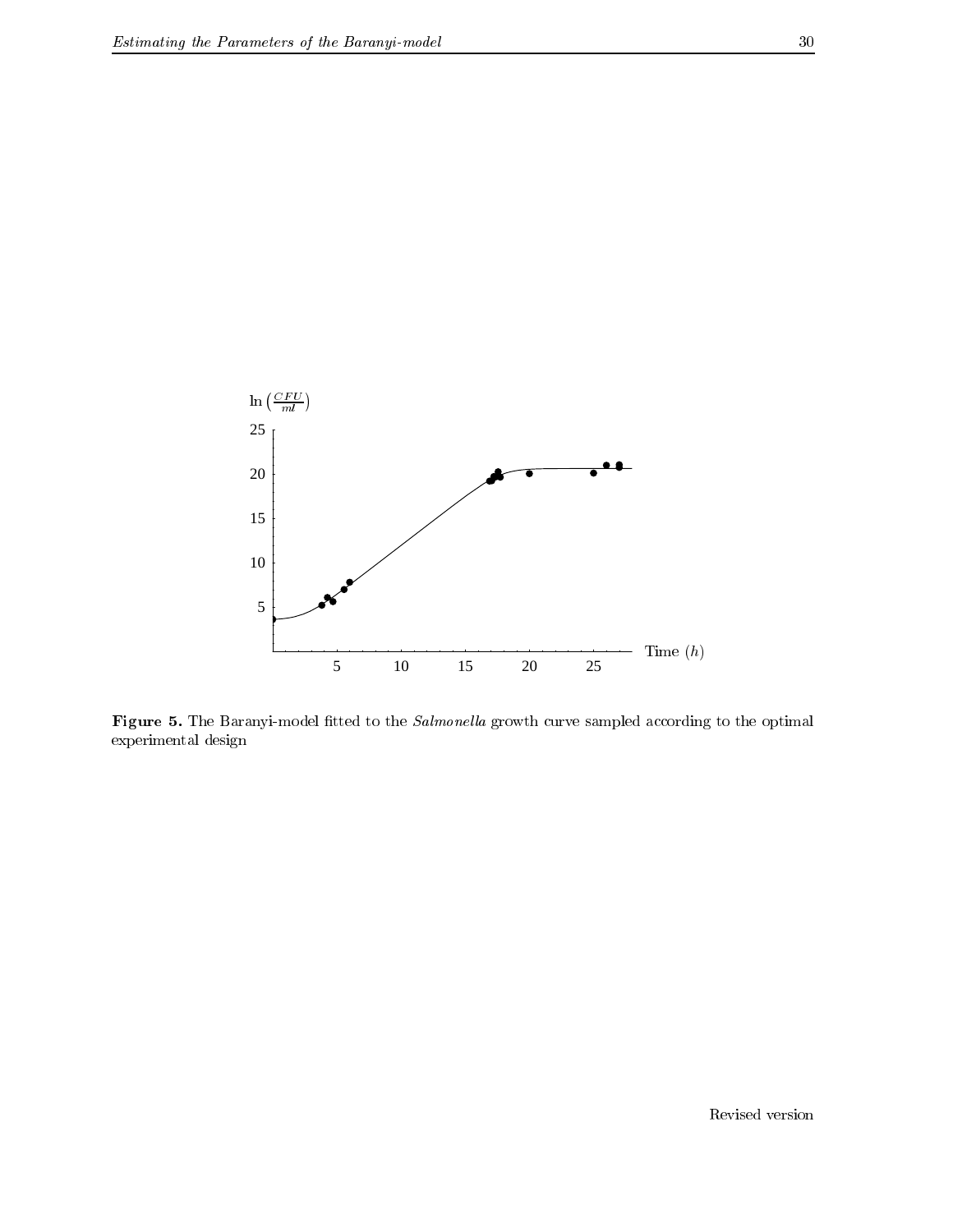$\ln\left(\frac{CFU}{ml}\right)$

25

20

15

10

5

5 10 15 20 25

Time $(h)$

**Figure 5.** The Baranyi-model fitted to the *Salmonella* growth curve sampled according to the optimal experimental design